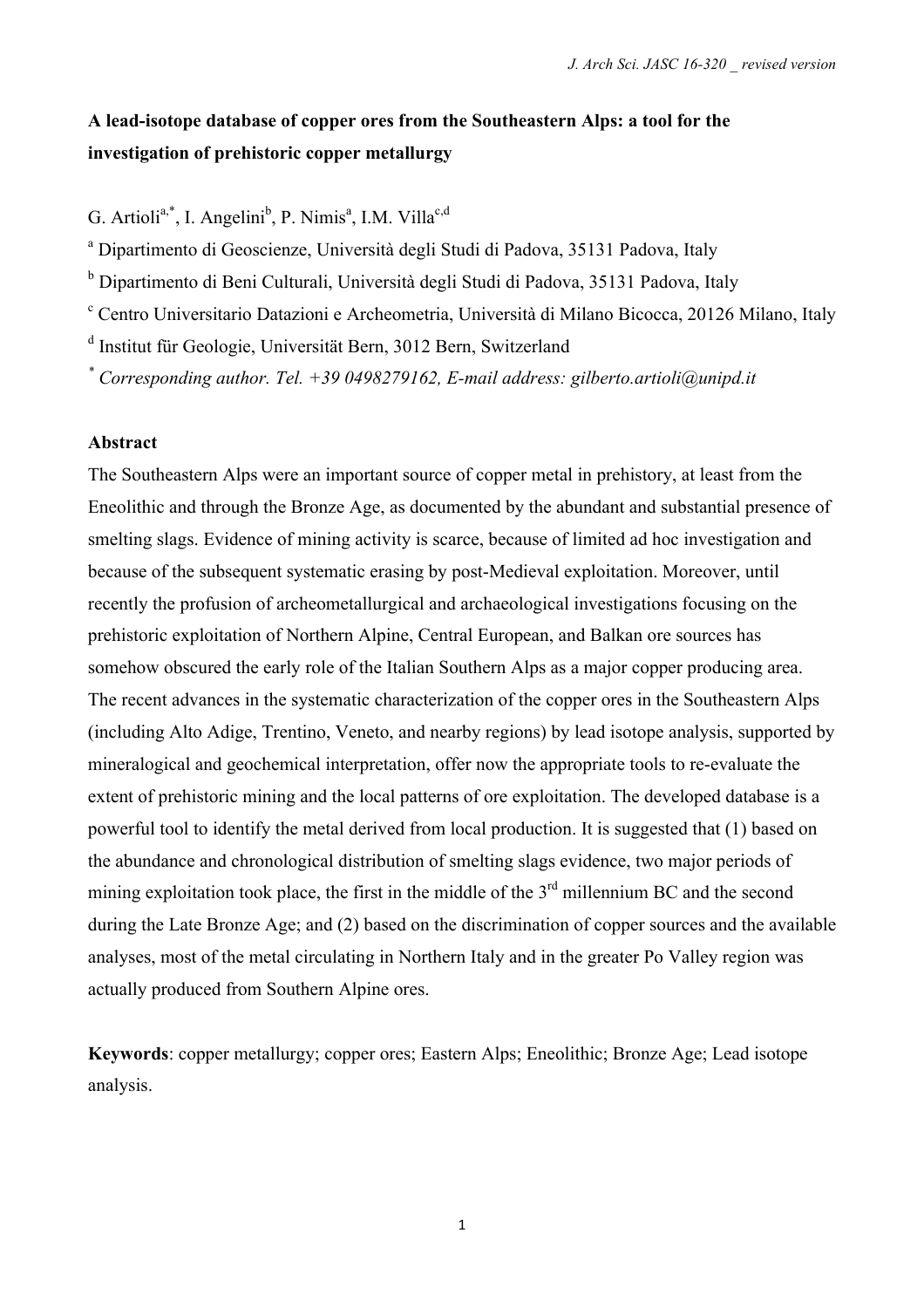# A lead-isotope database of copper ores from the Southeastern Alps: a tool for the investigation of prehistoric copper metallurgy

G. Artioli[a,*], I. Angelini[b], P. Nimis[a], I.M. Villa[c,d]

[a] Dipartimento di Geoscienze, Università degli Studi di Padova, 35131 Padova, Italy

[b] Dipartimento di Beni Culturali, Università degli Studi di Padova, 35131 Padova, Italy

[c] Centro Universitario Datazioni e Archeometria, Università di Milano Bicocca, 20126 Milano, Italy

[d] Institut für Geologie, Universität Bern, 3012 Bern, Switzerland

[*] *Corresponding author. Tel. +39 0498279162, E-mail address: gilberto.artioli@unipd.it*

## Abstract

The Southeastern Alps were an important source of copper metal in prehistory, at least from the Eneolithic and through the Bronze Age, as documented by the abundant and substantial presence of smelting slags. Evidence of mining activity is scarce, because of limited ad hoc investigation and because of the subsequent systematic erasing by post-Medieval exploitation. Moreover, until recently the profusion of archeometallurgical and archaeological investigations focusing on the prehistoric exploitation of Northern Alpine, Central European, and Balkan ore sources has somehow obscured the early role of the Italian Southern Alps as a major copper producing area. The recent advances in the systematic characterization of the copper ores in the Southeastern Alps (including Alto Adige, Trentino, Veneto, and nearby regions) by lead isotope analysis, supported by mineralogical and geochemical interpretation, offer now the appropriate tools to re-evaluate the extent of prehistoric mining and the local patterns of ore exploitation. The developed database is a powerful tool to identify the metal derived from local production. It is suggested that (1) based on the abundance and chronological distribution of smelting slags evidence, two major periods of mining exploitation took place, the first in the middle of the 3rd millennium BC and the second during the Late Bronze Age; and (2) based on the discrimination of copper sources and the available analyses, most of the metal circulating in Northern Italy and in the greater Po Valley region was actually produced from Southern Alpine ores.

**Keywords**: copper metallurgy; copper ores; Eastern Alps; Eneolithic; Bronze Age; Lead isotope analysis.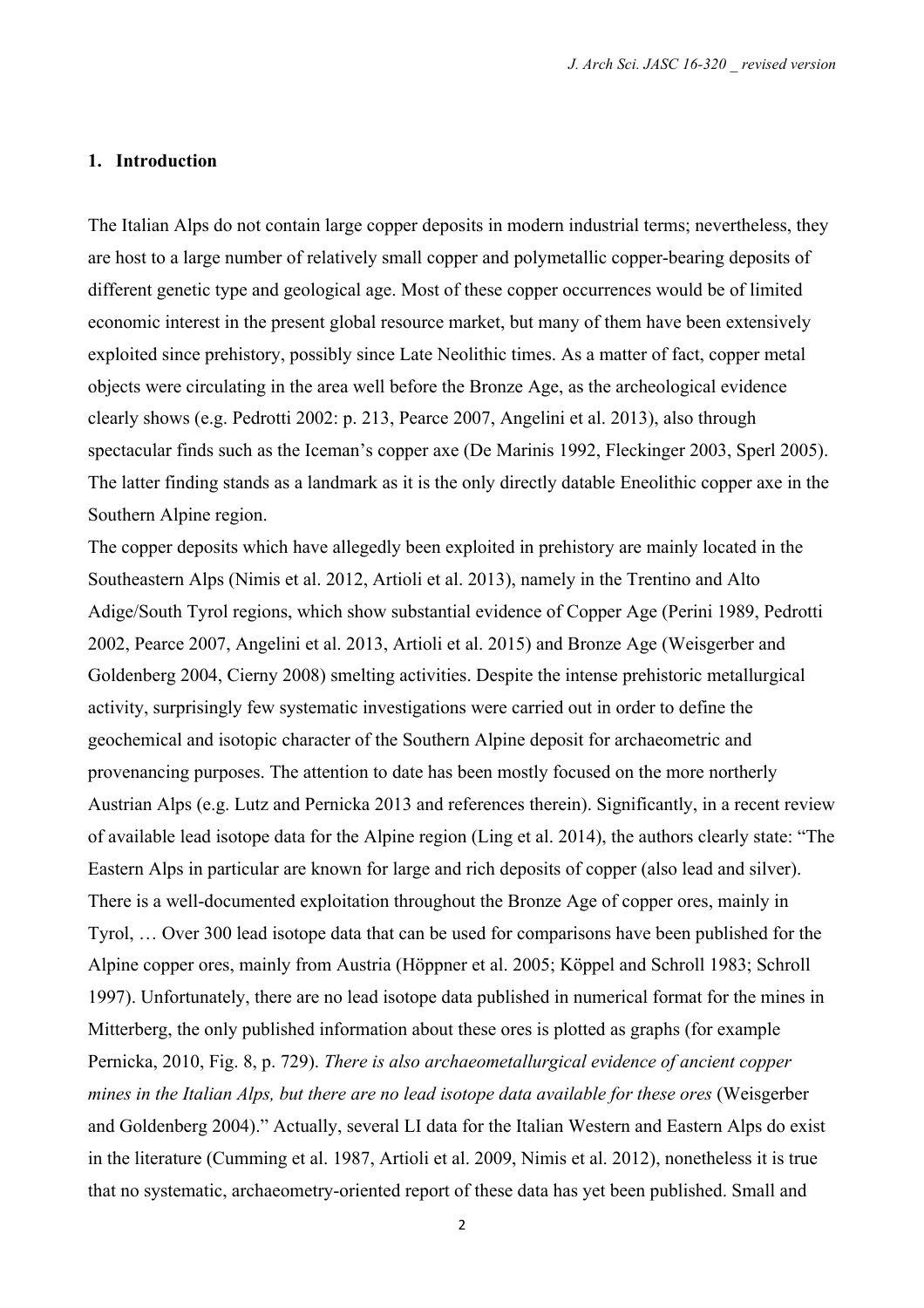## 1. Introduction

The Italian Alps do not contain large copper deposits in modern industrial terms; nevertheless, they are host to a large number of relatively small copper and polymetallic copper-bearing deposits of different genetic type and geological age. Most of these copper occurrences would be of limited economic interest in the present global resource market, but many of them have been extensively exploited since prehistory, possibly since Late Neolithic times. As a matter of fact, copper metal objects were circulating in the area well before the Bronze Age, as the archeological evidence clearly shows (e.g. Pedrotti 2002: p. 213, Pearce 2007, Angelini et al. 2013), also through spectacular finds such as the Iceman's copper axe (De Marinis 1992, Fleckinger 2003, Sperl 2005). The latter finding stands as a landmark as it is the only directly datable Eneolithic copper axe in the Southern Alpine region.

The copper deposits which have allegedly been exploited in prehistory are mainly located in the Southeastern Alps (Nimis et al. 2012, Artioli et al. 2013), namely in the Trentino and Alto Adige/South Tyrol regions, which show substantial evidence of Copper Age (Perini 1989, Pedrotti 2002, Pearce 2007, Angelini et al. 2013, Artioli et al. 2015) and Bronze Age (Weisgerber and Goldenberg 2004, Cierny 2008) smelting activities. Despite the intense prehistoric metallurgical activity, surprisingly few systematic investigations were carried out in order to define the geochemical and isotopic character of the Southern Alpine deposit for archaeometric and provenancing purposes. The attention to date has been mostly focused on the more northerly Austrian Alps (e.g. Lutz and Pernicka 2013 and references therein). Significantly, in a recent review of available lead isotope data for the Alpine region (Ling et al. 2014), the authors clearly state: "The Eastern Alps in particular are known for large and rich deposits of copper (also lead and silver). There is a well-documented exploitation throughout the Bronze Age of copper ores, mainly in Tyrol, … Over 300 lead isotope data that can be used for comparisons have been published for the Alpine copper ores, mainly from Austria (Höppner et al. 2005; Köppel and Schroll 1983; Schroll 1997). Unfortunately, there are no lead isotope data published in numerical format for the mines in Mitterberg, the only published information about these ores is plotted as graphs (for example Pernicka, 2010, Fig. 8, p. 729). *There is also archaeometallurgical evidence of ancient copper mines in the Italian Alps, but there are no lead isotope data available for these ores* (Weisgerber and Goldenberg 2004)." Actually, several LI data for the Italian Western and Eastern Alps do exist in the literature (Cumming et al. 1987, Artioli et al. 2009, Nimis et al. 2012), nonetheless it is true that no systematic, archaeometry-oriented report of these data has yet been published. Small and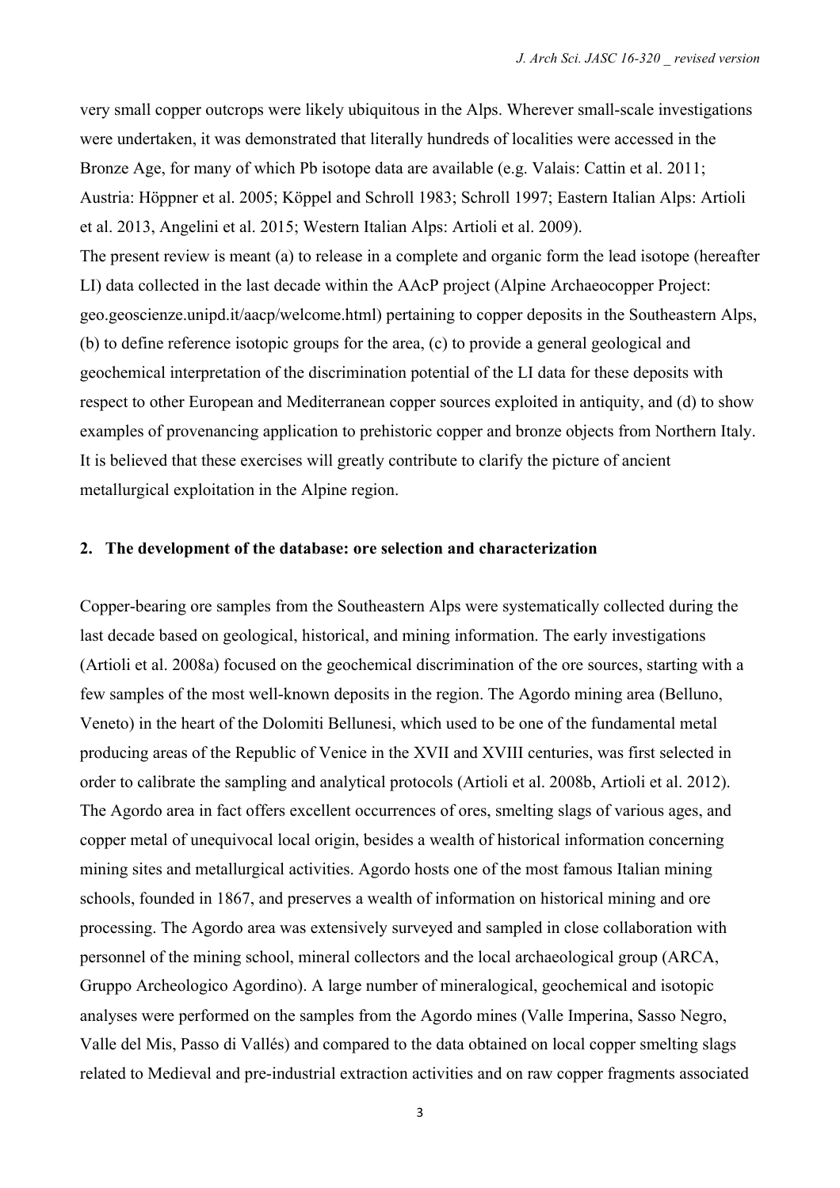very small copper outcrops were likely ubiquitous in the Alps. Wherever small-scale investigations were undertaken, it was demonstrated that literally hundreds of localities were accessed in the Bronze Age, for many of which Pb isotope data are available (e.g. Valais: Cattin et al. 2011; Austria: Höppner et al. 2005; Köppel and Schroll 1983; Schroll 1997; Eastern Italian Alps: Artioli et al. 2013, Angelini et al. 2015; Western Italian Alps: Artioli et al. 2009).

The present review is meant (a) to release in a complete and organic form the lead isotope (hereafter LI) data collected in the last decade within the AAcP project (Alpine Archaeocopper Project: geo.geoscienze.unipd.it/aacp/welcome.html) pertaining to copper deposits in the Southeastern Alps, (b) to define reference isotopic groups for the area, (c) to provide a general geological and geochemical interpretation of the discrimination potential of the LI data for these deposits with respect to other European and Mediterranean copper sources exploited in antiquity, and (d) to show examples of provenancing application to prehistoric copper and bronze objects from Northern Italy. It is believed that these exercises will greatly contribute to clarify the picture of ancient metallurgical exploitation in the Alpine region.

## 2. The development of the database: ore selection and characterization

Copper-bearing ore samples from the Southeastern Alps were systematically collected during the last decade based on geological, historical, and mining information. The early investigations (Artioli et al. 2008a) focused on the geochemical discrimination of the ore sources, starting with a few samples of the most well-known deposits in the region. The Agordo mining area (Belluno, Veneto) in the heart of the Dolomiti Bellunesi, which used to be one of the fundamental metal producing areas of the Republic of Venice in the XVII and XVIII centuries, was first selected in order to calibrate the sampling and analytical protocols (Artioli et al. 2008b, Artioli et al. 2012). The Agordo area in fact offers excellent occurrences of ores, smelting slags of various ages, and copper metal of unequivocal local origin, besides a wealth of historical information concerning mining sites and metallurgical activities. Agordo hosts one of the most famous Italian mining schools, founded in 1867, and preserves a wealth of information on historical mining and ore processing. The Agordo area was extensively surveyed and sampled in close collaboration with personnel of the mining school, mineral collectors and the local archaeological group (ARCA, Gruppo Archeologico Agordino). A large number of mineralogical, geochemical and isotopic analyses were performed on the samples from the Agordo mines (Valle Imperina, Sasso Negro, Valle del Mis, Passo di Vallés) and compared to the data obtained on local copper smelting slags related to Medieval and pre-industrial extraction activities and on raw copper fragments associated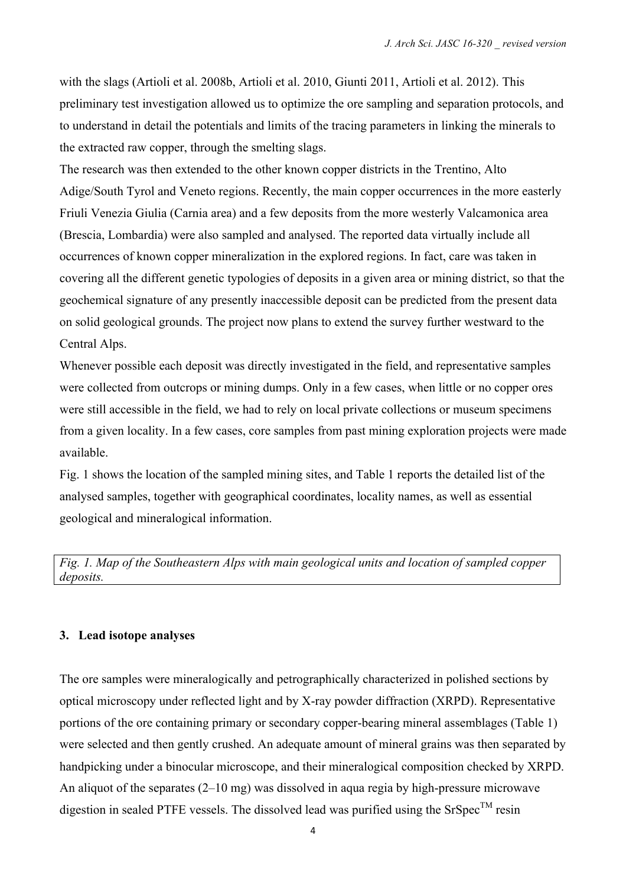with the slags (Artioli et al. 2008b, Artioli et al. 2010, Giunti 2011, Artioli et al. 2012). This preliminary test investigation allowed us to optimize the ore sampling and separation protocols, and to understand in detail the potentials and limits of the tracing parameters in linking the minerals to the extracted raw copper, through the smelting slags.

The research was then extended to the other known copper districts in the Trentino, Alto Adige/South Tyrol and Veneto regions. Recently, the main copper occurrences in the more easterly Friuli Venezia Giulia (Carnia area) and a few deposits from the more westerly Valcamonica area (Brescia, Lombardia) were also sampled and analysed. The reported data virtually include all occurrences of known copper mineralization in the explored regions. In fact, care was taken in covering all the different genetic typologies of deposits in a given area or mining district, so that the geochemical signature of any presently inaccessible deposit can be predicted from the present data on solid geological grounds. The project now plans to extend the survey further westward to the Central Alps.

Whenever possible each deposit was directly investigated in the field, and representative samples were collected from outcrops or mining dumps. Only in a few cases, when little or no copper ores were still accessible in the field, we had to rely on local private collections or museum specimens from a given locality. In a few cases, core samples from past mining exploration projects were made available.

Fig. 1 shows the location of the sampled mining sites, and Table 1 reports the detailed list of the analysed samples, together with geographical coordinates, locality names, as well as essential geological and mineralogical information.

*Fig. 1. Map of the Southeastern Alps with main geological units and location of sampled copper deposits.*

## 3. Lead isotope analyses

The ore samples were mineralogically and petrographically characterized in polished sections by optical microscopy under reflected light and by X-ray powder diffraction (XRPD). Representative portions of the ore containing primary or secondary copper-bearing mineral assemblages (Table 1) were selected and then gently crushed. An adequate amount of mineral grains was then separated by handpicking under a binocular microscope, and their mineralogical composition checked by XRPD. An aliquot of the separates (2–10 mg) was dissolved in aqua regia by high-pressure microwave digestion in sealed PTFE vessels. The dissolved lead was purified using the SrSpec™ resin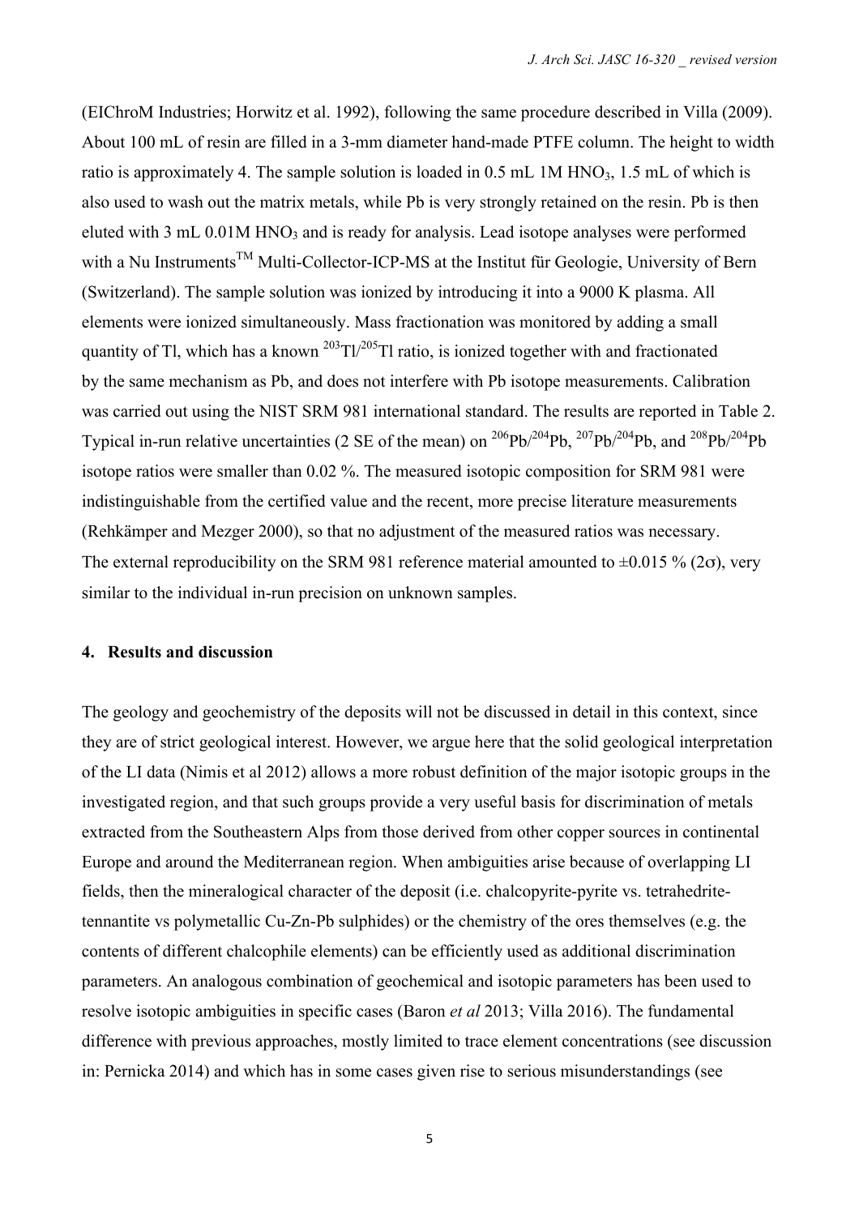(EIChroM Industries; Horwitz et al. 1992), following the same procedure described in Villa (2009). About 100 mL of resin are filled in a 3-mm diameter hand-made PTFE column. The height to width ratio is approximately 4. The sample solution is loaded in 0.5 mL 1M $HNO_3$, 1.5 mL of which is also used to wash out the matrix metals, while Pb is very strongly retained on the resin. Pb is then eluted with 3 mL 0.01M $HNO_3$ and is ready for analysis. Lead isotope analyses were performed with a Nu Instruments™ Multi-Collector-ICP-MS at the Institut für Geologie, University of Bern (Switzerland). The sample solution was ionized by introducing it into a 9000 K plasma. All elements were ionized simultaneously. Mass fractionation was monitored by adding a small quantity of Tl, which has a known $^{203}Tl/^{205}Tl$ ratio, is ionized together with and fractionated by the same mechanism as Pb, and does not interfere with Pb isotope measurements. Calibration was carried out using the NIST SRM 981 international standard. The results are reported in Table 2. Typical in-run relative uncertainties (2 SE of the mean) on $^{206}Pb/^{204}Pb$, $^{207}Pb/^{204}Pb$, and $^{208}Pb/^{204}Pb$ isotope ratios were smaller than 0.02 %. The measured isotopic composition for SRM 981 were indistinguishable from the certified value and the recent, more precise literature measurements (Rehkämper and Mezger 2000), so that no adjustment of the measured ratios was necessary. The external reproducibility on the SRM 981 reference material amounted to ±0.015 % (2σ), very similar to the individual in-run precision on unknown samples.

## 4. Results and discussion

The geology and geochemistry of the deposits will not be discussed in detail in this context, since they are of strict geological interest. However, we argue here that the solid geological interpretation of the LI data (Nimis et al 2012) allows a more robust definition of the major isotopic groups in the investigated region, and that such groups provide a very useful basis for discrimination of metals extracted from the Southeastern Alps from those derived from other copper sources in continental Europe and around the Mediterranean region. When ambiguities arise because of overlapping LI fields, then the mineralogical character of the deposit (i.e. chalcopyrite-pyrite vs. tetrahedrite-tennantite vs polymetallic Cu-Zn-Pb sulphides) or the chemistry of the ores themselves (e.g. the contents of different chalcophile elements) can be efficiently used as additional discrimination parameters. An analogous combination of geochemical and isotopic parameters has been used to resolve isotopic ambiguities in specific cases (Baron *et al* 2013; Villa 2016). The fundamental difference with previous approaches, mostly limited to trace element concentrations (see discussion in: Pernicka 2014) and which has in some cases given rise to serious misunderstandings (see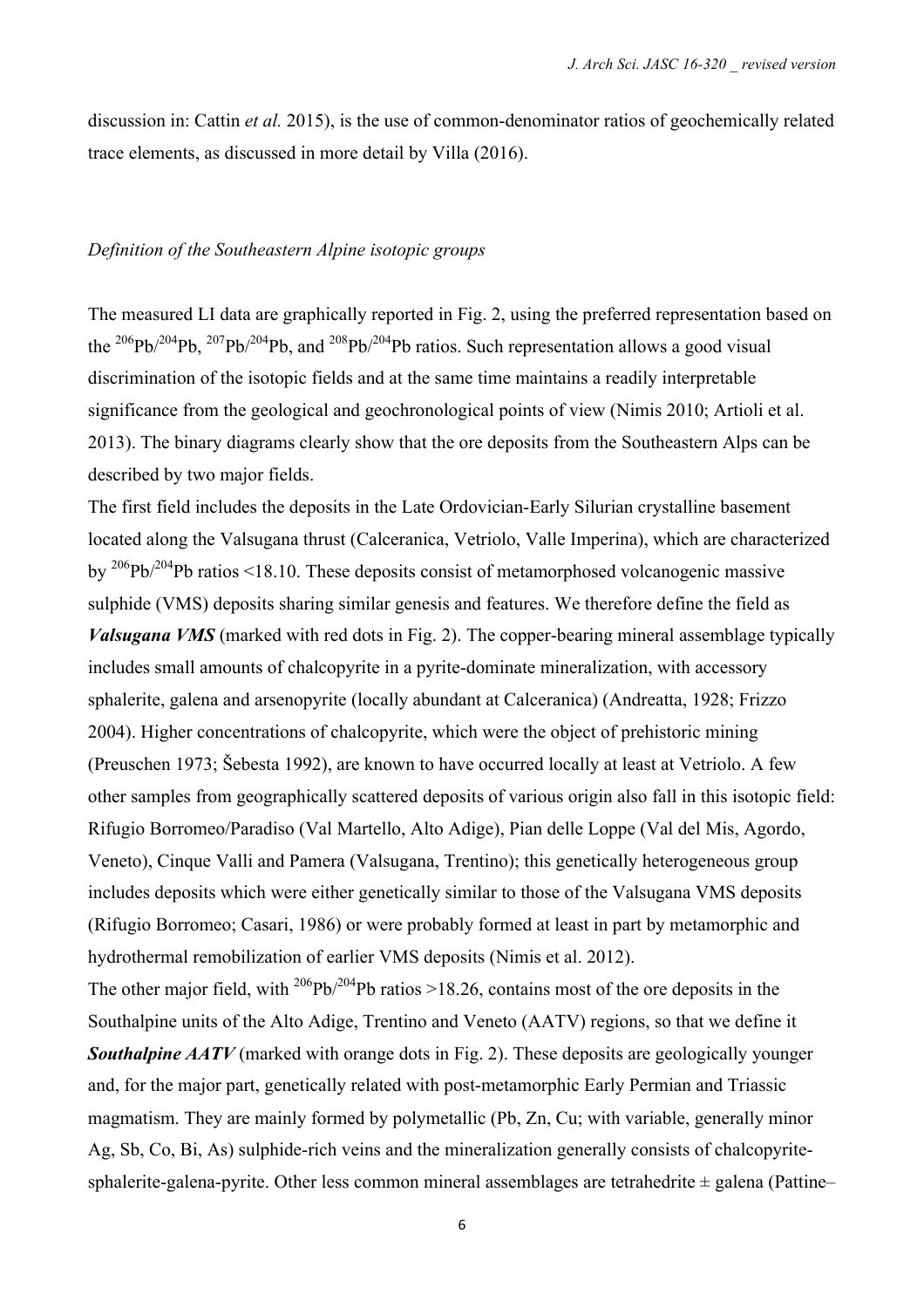discussion in: Cattin *et al.* 2015), is the use of common-denominator ratios of geochemically related trace elements, as discussed in more detail by Villa (2016).

*Definition of the Southeastern Alpine isotopic groups*

The measured LI data are graphically reported in Fig. 2, using the preferred representation based on the $^{206}Pb/^{204}Pb$, $^{207}Pb/^{204}Pb$, and $^{208}Pb/^{204}Pb$ ratios. Such representation allows a good visual discrimination of the isotopic fields and at the same time maintains a readily interpretable significance from the geological and geochronological points of view (Nimis 2010; Artioli et al. 2013). The binary diagrams clearly show that the ore deposits from the Southeastern Alps can be described by two major fields.

The first field includes the deposits in the Late Ordovician-Early Silurian crystalline basement located along the Valsugana thrust (Calceranica, Vetriolo, Valle Imperina), which are characterized by $^{206}Pb/^{204}Pb$ ratios <18.10. These deposits consist of metamorphosed volcanogenic massive sulphide (VMS) deposits sharing similar genesis and features. We therefore define the field as ***Valsugana VMS*** (marked with red dots in Fig. 2). The copper-bearing mineral assemblage typically includes small amounts of chalcopyrite in a pyrite-dominate mineralization, with accessory sphalerite, galena and arsenopyrite (locally abundant at Calceranica) (Andreatta, 1928; Frizzo 2004). Higher concentrations of chalcopyrite, which were the object of prehistoric mining (Preuschen 1973; Šebesta 1992), are known to have occurred locally at least at Vetriolo. A few other samples from geographically scattered deposits of various origin also fall in this isotopic field: Rifugio Borromeo/Paradiso (Val Martello, Alto Adige), Pian delle Loppe (Val del Mis, Agordo, Veneto), Cinque Valli and Pamera (Valsugana, Trentino); this genetically heterogeneous group includes deposits which were either genetically similar to those of the Valsugana VMS deposits (Rifugio Borromeo; Casari, 1986) or were probably formed at least in part by metamorphic and hydrothermal remobilization of earlier VMS deposits (Nimis et al. 2012).

The other major field, with $^{206}Pb/^{204}Pb$ ratios >18.26, contains most of the ore deposits in the Southalpine units of the Alto Adige, Trentino and Veneto (AATV) regions, so that we define it ***Southalpine AATV*** (marked with orange dots in Fig. 2). These deposits are geologically younger and, for the major part, genetically related with post-metamorphic Early Permian and Triassic magmatism. They are mainly formed by polymetallic (Pb, Zn, Cu; with variable, generally minor Ag, Sb, Co, Bi, As) sulphide-rich veins and the mineralization generally consists of chalcopyrite-sphalerite-galena-pyrite. Other less common mineral assemblages are tetrahedrite ± galena (Pattine–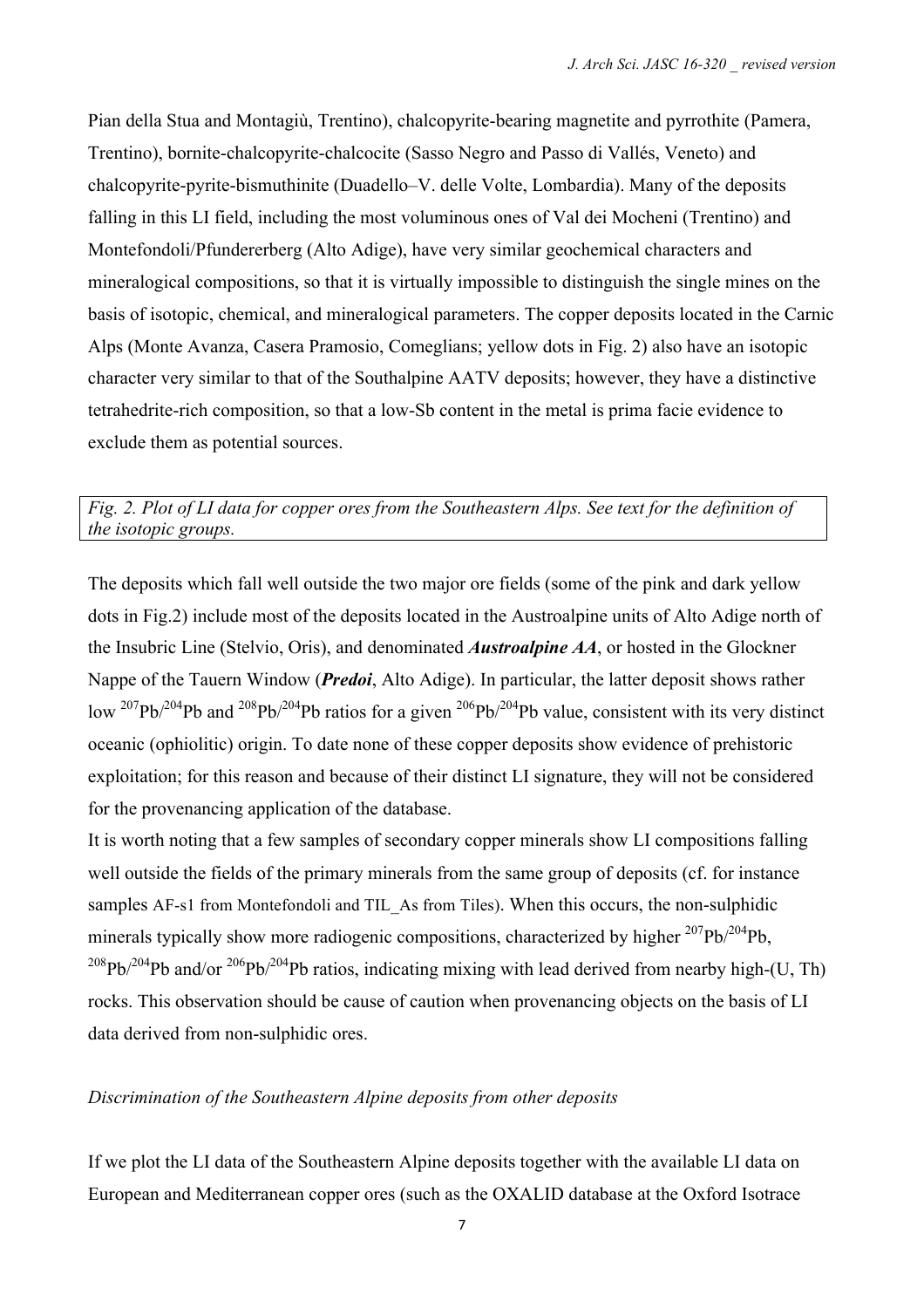Pian della Stua and Montagiù, Trentino), chalcopyrite-bearing magnetite and pyrrothite (Pamera, Trentino), bornite-chalcopyrite-chalcocite (Sasso Negro and Passo di Vallés, Veneto) and chalcopyrite-pyrite-bismuthinite (Duadello–V. delle Volte, Lombardia). Many of the deposits falling in this LI field, including the most voluminous ones of Val dei Mocheni (Trentino) and Montefondoli/Pfundererberg (Alto Adige), have very similar geochemical characters and mineralogical compositions, so that it is virtually impossible to distinguish the single mines on the basis of isotopic, chemical, and mineralogical parameters. The copper deposits located in the Carnic Alps (Monte Avanza, Casera Pramosio, Comeglians; yellow dots in Fig. 2) also have an isotopic character very similar to that of the Southalpine AATV deposits; however, they have a distinctive tetrahedrite-rich composition, so that a low-Sb content in the metal is prima facie evidence to exclude them as potential sources.

*Fig. 2. Plot of LI data for copper ores from the Southeastern Alps. See text for the definition of the isotopic groups.*

The deposits which fall well outside the two major ore fields (some of the pink and dark yellow dots in Fig.2) include most of the deposits located in the Austroalpine units of Alto Adige north of the Insubric Line (Stelvio, Oris), and denominated ***Austroalpine AA***, or hosted in the Glockner Nappe of the Tauern Window (***Predoi***, Alto Adige). In particular, the latter deposit shows rather low $^{207}Pb/^{204}Pb$ and $^{208}Pb/^{204}Pb$ ratios for a given $^{206}Pb/^{204}Pb$ value, consistent with its very distinct oceanic (ophiolitic) origin. To date none of these copper deposits show evidence of prehistoric exploitation; for this reason and because of their distinct LI signature, they will not be considered for the provenancing application of the database.

It is worth noting that a few samples of secondary copper minerals show LI compositions falling well outside the fields of the primary minerals from the same group of deposits (cf. for instance samples AF-s1 from Montefondoli and TIL_As from Tiles). When this occurs, the non-sulphidic minerals typically show more radiogenic compositions, characterized by higher $^{207}Pb/^{204}Pb$, $^{208}Pb/^{204}Pb$ and/or $^{206}Pb/^{204}Pb$ ratios, indicating mixing with lead derived from nearby high-(U, Th) rocks. This observation should be cause of caution when provenancing objects on the basis of LI data derived from non-sulphidic ores.

*Discrimination of the Southeastern Alpine deposits from other deposits*

If we plot the LI data of the Southeastern Alpine deposits together with the available LI data on European and Mediterranean copper ores (such as the OXALID database at the Oxford Isotrace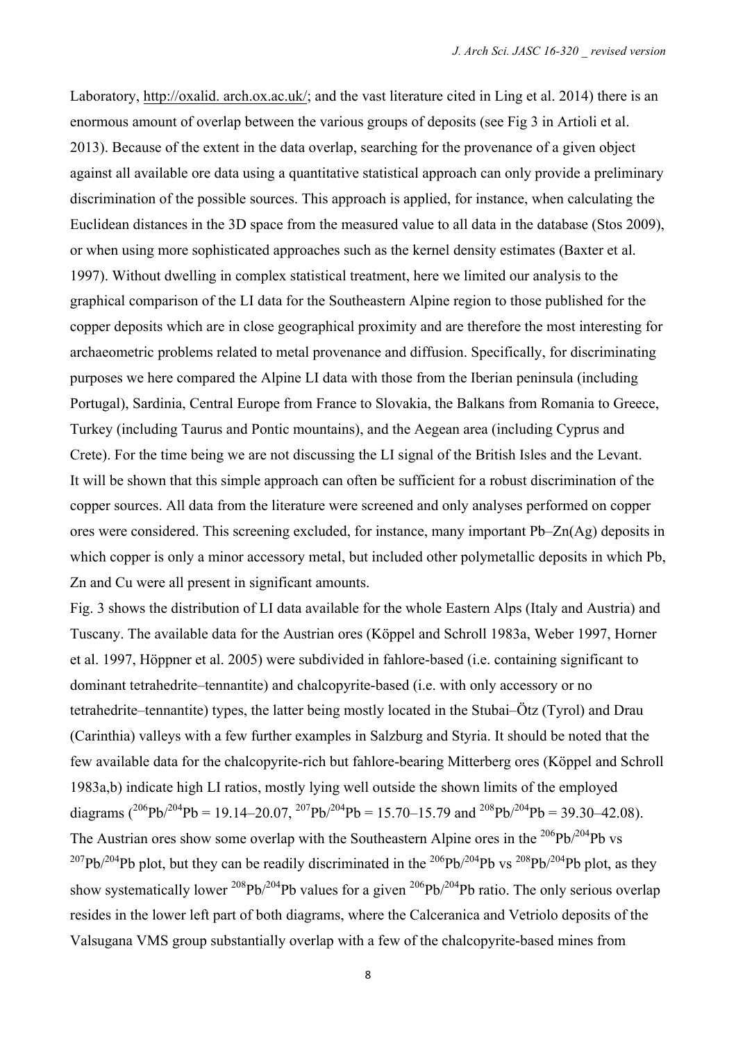Laboratory, http://oxalid. arch.ox.ac.uk/; and the vast literature cited in Ling et al. 2014) there is an enormous amount of overlap between the various groups of deposits (see Fig 3 in Artioli et al. 2013). Because of the extent in the data overlap, searching for the provenance of a given object against all available ore data using a quantitative statistical approach can only provide a preliminary discrimination of the possible sources. This approach is applied, for instance, when calculating the Euclidean distances in the 3D space from the measured value to all data in the database (Stos 2009), or when using more sophisticated approaches such as the kernel density estimates (Baxter et al. 1997). Without dwelling in complex statistical treatment, here we limited our analysis to the graphical comparison of the LI data for the Southeastern Alpine region to those published for the copper deposits which are in close geographical proximity and are therefore the most interesting for archaeometric problems related to metal provenance and diffusion. Specifically, for discriminating purposes we here compared the Alpine LI data with those from the Iberian peninsula (including Portugal), Sardinia, Central Europe from France to Slovakia, the Balkans from Romania to Greece, Turkey (including Taurus and Pontic mountains), and the Aegean area (including Cyprus and Crete). For the time being we are not discussing the LI signal of the British Isles and the Levant. It will be shown that this simple approach can often be sufficient for a robust discrimination of the copper sources. All data from the literature were screened and only analyses performed on copper ores were considered. This screening excluded, for instance, many important Pb–Zn(Ag) deposits in which copper is only a minor accessory metal, but included other polymetallic deposits in which Pb, Zn and Cu were all present in significant amounts.

Fig. 3 shows the distribution of LI data available for the whole Eastern Alps (Italy and Austria) and Tuscany. The available data for the Austrian ores (Köppel and Schroll 1983a, Weber 1997, Horner et al. 1997, Höppner et al. 2005) were subdivided in fahlore-based (i.e. containing significant to dominant tetrahedrite–tennantite) and chalcopyrite-based (i.e. with only accessory or no tetrahedrite–tennantite) types, the latter being mostly located in the Stubai–Ötz (Tyrol) and Drau (Carinthia) valleys with a few further examples in Salzburg and Styria. It should be noted that the few available data for the chalcopyrite-rich but fahlore-bearing Mitterberg ores (Köppel and Schroll 1983a,b) indicate high LI ratios, mostly lying well outside the shown limits of the employed diagrams ($^{206}Pb/^{204}Pb$ = 19.14–20.07, $^{207}Pb/^{204}Pb$ = 15.70–15.79 and $^{208}Pb/^{204}Pb$ = 39.30–42.08). The Austrian ores show some overlap with the Southeastern Alpine ores in the $^{206}Pb/^{204}Pb$ vs $^{207}Pb/^{204}Pb$ plot, but they can be readily discriminated in the $^{206}Pb/^{204}Pb$ vs $^{208}Pb/^{204}Pb$ plot, as they show systematically lower $^{208}Pb/^{204}Pb$ values for a given $^{206}Pb/^{204}Pb$ ratio. The only serious overlap resides in the lower left part of both diagrams, where the Calceranica and Vetriolo deposits of the Valsugana VMS group substantially overlap with a few of the chalcopyrite-based mines from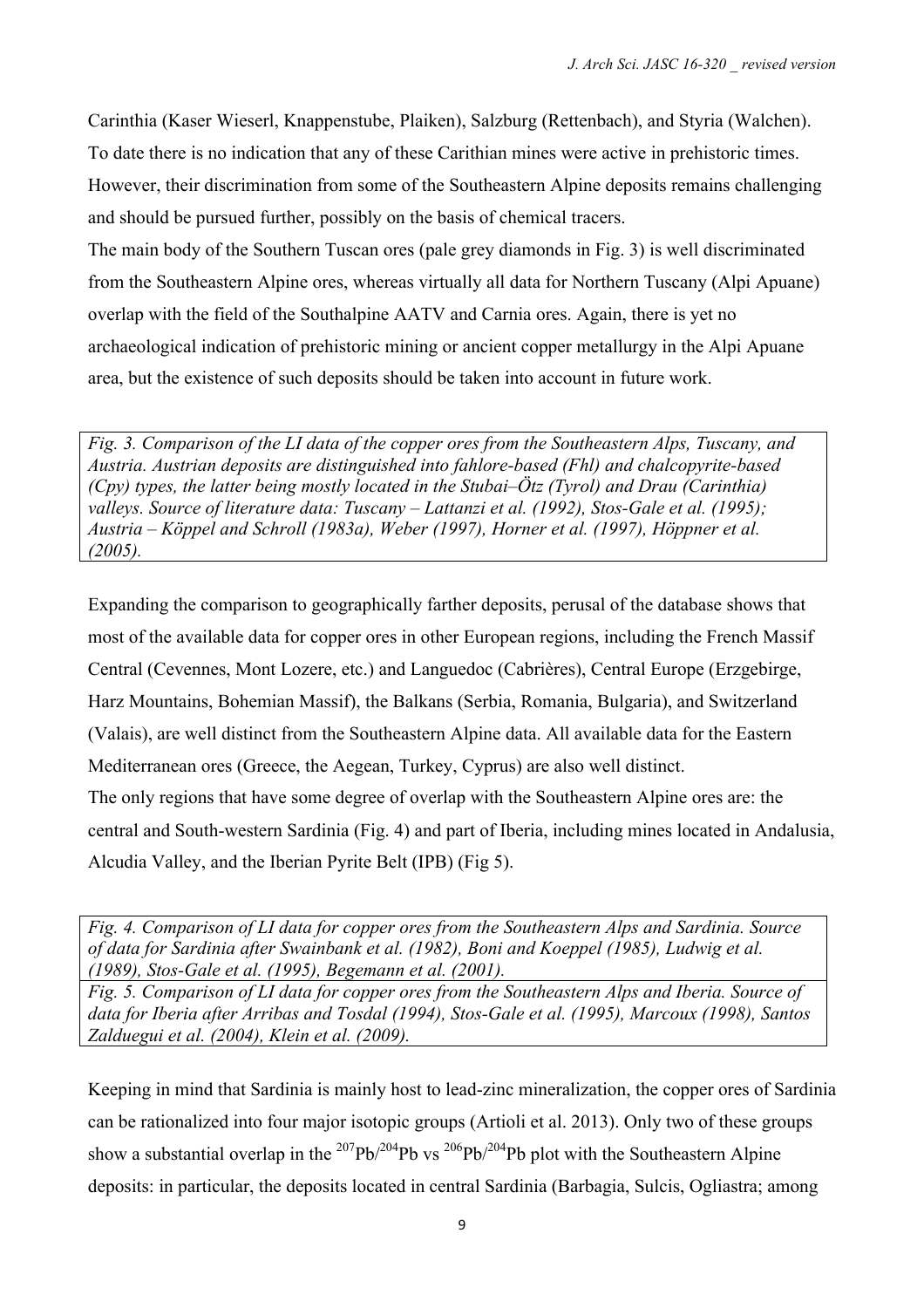Carinthia (Kaser Wieserl, Knappenstube, Plaiken), Salzburg (Rettenbach), and Styria (Walchen). To date there is no indication that any of these Carithian mines were active in prehistoric times. However, their discrimination from some of the Southeastern Alpine deposits remains challenging and should be pursued further, possibly on the basis of chemical tracers.

The main body of the Southern Tuscan ores (pale grey diamonds in Fig. 3) is well discriminated from the Southeastern Alpine ores, whereas virtually all data for Northern Tuscany (Alpi Apuane) overlap with the field of the Southalpine AATV and Carnia ores. Again, there is yet no archaeological indication of prehistoric mining or ancient copper metallurgy in the Alpi Apuane area, but the existence of such deposits should be taken into account in future work.

*Fig. 3. Comparison of the LI data of the copper ores from the Southeastern Alps, Tuscany, and Austria. Austrian deposits are distinguished into fahlore-based (Fhl) and chalcopyrite-based (Cpy) types, the latter being mostly located in the Stubai–Ötz (Tyrol) and Drau (Carinthia) valleys. Source of literature data: Tuscany – Lattanzi et al. (1992), Stos-Gale et al. (1995); Austria – Köppel and Schroll (1983a), Weber (1997), Horner et al. (1997), Höppner et al. (2005).*

Expanding the comparison to geographically farther deposits, perusal of the database shows that most of the available data for copper ores in other European regions, including the French Massif Central (Cevennes, Mont Lozere, etc.) and Languedoc (Cabrières), Central Europe (Erzgebirge, Harz Mountains, Bohemian Massif), the Balkans (Serbia, Romania, Bulgaria), and Switzerland (Valais), are well distinct from the Southeastern Alpine data. All available data for the Eastern Mediterranean ores (Greece, the Aegean, Turkey, Cyprus) are also well distinct.

The only regions that have some degree of overlap with the Southeastern Alpine ores are: the central and South-western Sardinia (Fig. 4) and part of Iberia, including mines located in Andalusia, Alcudia Valley, and the Iberian Pyrite Belt (IPB) (Fig 5).

*Fig. 4. Comparison of LI data for copper ores from the Southeastern Alps and Sardinia. Source of data for Sardinia after Swainbank et al. (1982), Boni and Koeppel (1985), Ludwig et al. (1989), Stos-Gale et al. (1995), Begemann et al. (2001).*

*Fig. 5. Comparison of LI data for copper ores from the Southeastern Alps and Iberia. Source of data for Iberia after Arribas and Tosdal (1994), Stos-Gale et al. (1995), Marcoux (1998), Santos Zalduegui et al. (2004), Klein et al. (2009).*

Keeping in mind that Sardinia is mainly host to lead-zinc mineralization, the copper ores of Sardinia can be rationalized into four major isotopic groups (Artioli et al. 2013). Only two of these groups show a substantial overlap in the $^{207}Pb/^{204}Pb$ vs $^{206}Pb/^{204}Pb$ plot with the Southeastern Alpine deposits: in particular, the deposits located in central Sardinia (Barbagia, Sulcis, Ogliastra; among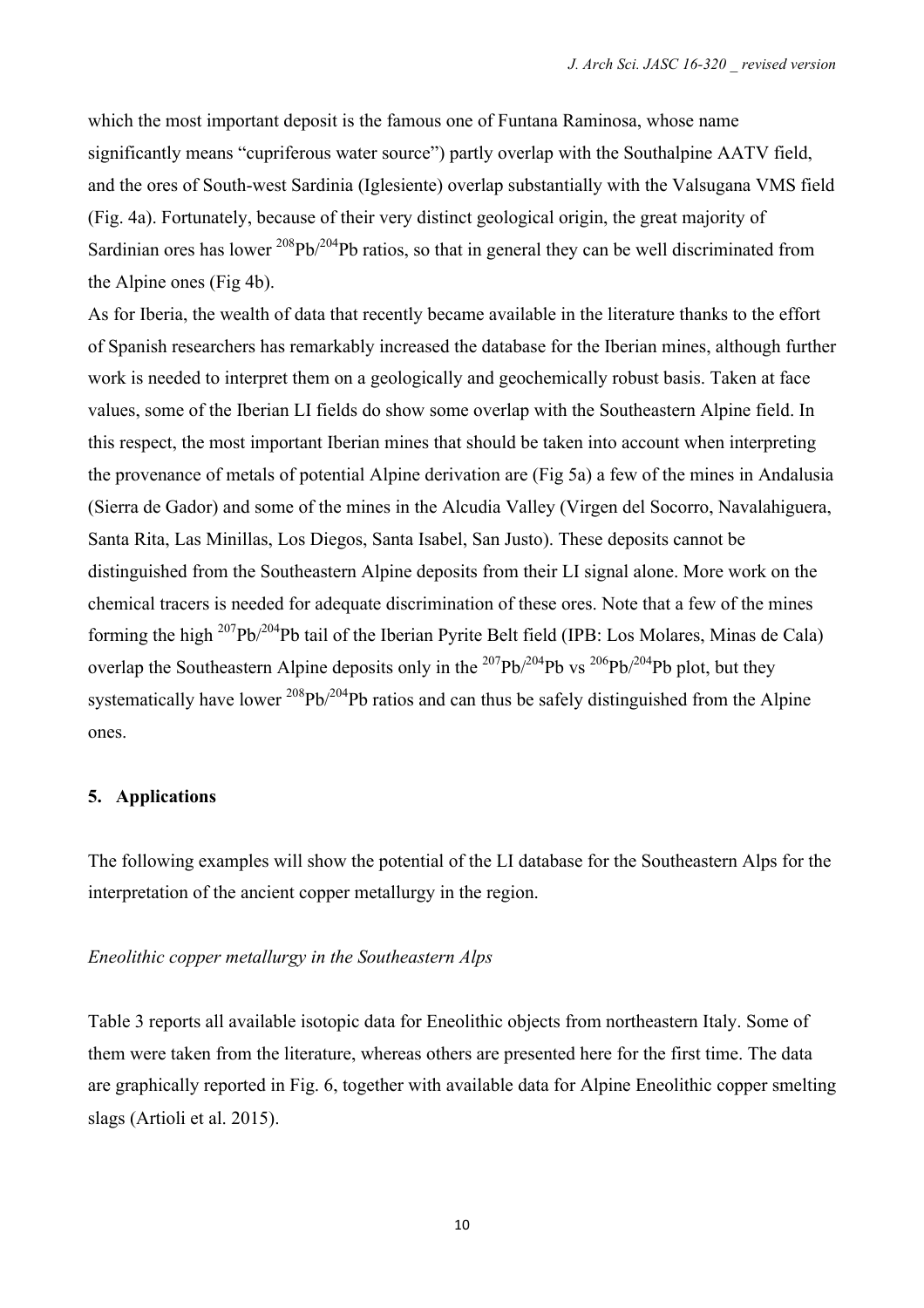which the most important deposit is the famous one of Funtana Raminosa, whose name significantly means "cupriferous water source") partly overlap with the Southalpine AATV field, and the ores of South-west Sardinia (Iglesiente) overlap substantially with the Valsugana VMS field (Fig. 4a). Fortunately, because of their very distinct geological origin, the great majority of Sardinian ores has lower $^{208}Pb/^{204}Pb$ ratios, so that in general they can be well discriminated from the Alpine ones (Fig 4b).

As for Iberia, the wealth of data that recently became available in the literature thanks to the effort of Spanish researchers has remarkably increased the database for the Iberian mines, although further work is needed to interpret them on a geologically and geochemically robust basis. Taken at face values, some of the Iberian LI fields do show some overlap with the Southeastern Alpine field. In this respect, the most important Iberian mines that should be taken into account when interpreting the provenance of metals of potential Alpine derivation are (Fig 5a) a few of the mines in Andalusia (Sierra de Gador) and some of the mines in the Alcudia Valley (Virgen del Socorro, Navalahiguera, Santa Rita, Las Minillas, Los Diegos, Santa Isabel, San Justo). These deposits cannot be distinguished from the Southeastern Alpine deposits from their LI signal alone. More work on the chemical tracers is needed for adequate discrimination of these ores. Note that a few of the mines forming the high $^{207}Pb/^{204}Pb$ tail of the Iberian Pyrite Belt field (IPB: Los Molares, Minas de Cala) overlap the Southeastern Alpine deposits only in the $^{207}Pb/^{204}Pb$ vs $^{206}Pb/^{204}Pb$ plot, but they systematically have lower $^{208}Pb/^{204}Pb$ ratios and can thus be safely distinguished from the Alpine ones.

## 5. Applications

The following examples will show the potential of the LI database for the Southeastern Alps for the interpretation of the ancient copper metallurgy in the region.

*Eneolithic copper metallurgy in the Southeastern Alps*

Table 3 reports all available isotopic data for Eneolithic objects from northeastern Italy. Some of them were taken from the literature, whereas others are presented here for the first time. The data are graphically reported in Fig. 6, together with available data for Alpine Eneolithic copper smelting slags (Artioli et al. 2015).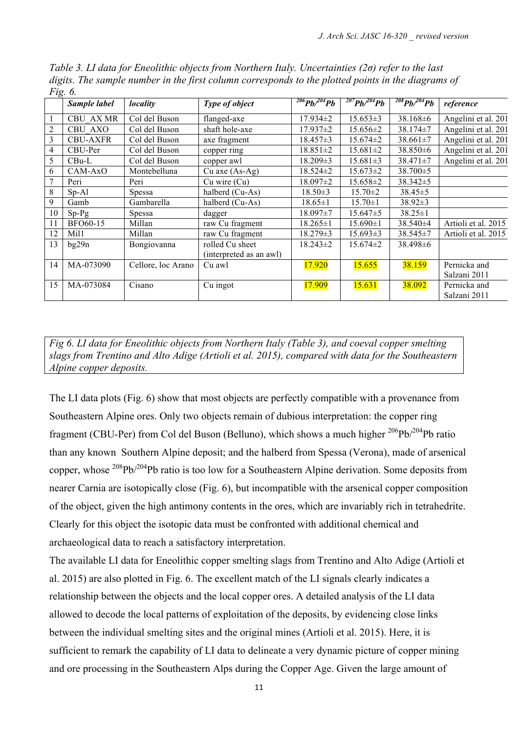*Table 3. LI data for Eneolithic objects from Northern Italy. Uncertainties (2σ) refer to the last digits. The sample number in the first column corresponds to the plotted points in the diagrams of Fig. 6.*

| | ***Sample label*** | ***locality*** | ***Type of object*** | $^{206}Pb/^{204}Pb$ | $^{207}Pb/^{204}Pb$ | $^{208}Pb/^{204}Pb$ | ***reference*** |
|---|---|---|---|---|---|---|---|
| 1 | CBU_AX MR | Col del Buson | flanged-axe | 17.934±2 | 15.653±3 | 38.168±6 | Angelini et al. 201 |
| 2 | CBU_AXO | Col del Buson | shaft hole-axe | 17.937±2 | 15.656±2 | 38.174±7 | Angelini et al. 201 |
| 3 | CBU-AXFR | Col del Buson | axe fragment | 18.457±3 | 15.674±2 | 38.661±7 | Angelini et al. 201 |
| 4 | CBU-Per | Col del Buson | copper ring | 18.851±2 | 15.681±2 | 38.850±6 | Angelini et al. 201 |
| 5 | CBu-L | Col del Buson | copper awl | 18.209±3 | 15.681±3 | 38.471±7 | Angelini et al. 201 |
| 6 | CAM-AxO | Montebelluna | Cu axe (As-Ag) | 18.524±2 | 15.673±2 | 38.700±5 | |
| 7 | Peri | Peri | Cu wire (Cu) | 18.097±2 | 15.658±2 | 38.342±5 | |
| 8 | Sp-Al | Spessa | halberd (Cu-As) | 18.50±3 | 15.70±2 | 38.45±5 | |
| 9 | Gamb | Gambarella | halberd (Cu-As) | 18.65±1 | 15.70±1 | 38.92±3 | |
| 10 | Sp-Pg | Spessa | dagger | 18.097±7 | 15.647±5 | 38.25±1 | |
| 11 | BFO60-15 | Millan | raw Cu fragment | 18.265±1 | 15.690±1 | 38.540±4 | Artioli et al. 2015 |
| 12 | Mil1 | Millan | raw Cu fragment | 18.279±3 | 15.693±3 | 38.545±7 | Artioli et al. 2015 |
| 13 | bg29n | Bongiovanna | rolled Cu sheet (interpreted as an awl) | 18.243±2 | 15.674±2 | 38.498±6 | |
| 14 | MA-073090 | Cellore, loc Arano | Cu awl | 17.920 | 15.655 | 38.159 | Pernicka and Salzani 2011 |
| 15 | MA-073084 | Cisano | Cu ingot | 17.909 | 15.631 | 38.092 | Pernicka and Salzani 2011 |

*Fig 6. LI data for Eneolithic objects from Northern Italy (Table 3), and coeval copper smelting slags from Trentino and Alto Adige (Artioli et al. 2015), compared with data for the Southeastern Alpine copper deposits.*

The LI data plots (Fig. 6) show that most objects are perfectly compatible with a provenance from Southeastern Alpine ores. Only two objects remain of dubious interpretation: the copper ring fragment (CBU-Per) from Col del Buson (Belluno), which shows a much higher $^{206}Pb/^{204}Pb$ ratio than any known Southern Alpine deposit; and the halberd from Spessa (Verona), made of arsenical copper, whose $^{208}Pb/^{204}Pb$ ratio is too low for a Southeastern Alpine derivation. Some deposits from nearer Carnia are isotopically close (Fig. 6), but incompatible with the arsenical copper composition of the object, given the high antimony contents in the ores, which are invariably rich in tetrahedrite. Clearly for this object the isotopic data must be confronted with additional chemical and archaeological data to reach a satisfactory interpretation.

The available LI data for Eneolithic copper smelting slags from Trentino and Alto Adige (Artioli et al. 2015) are also plotted in Fig. 6. The excellent match of the LI signals clearly indicates a relationship between the objects and the local copper ores. A detailed analysis of the LI data allowed to decode the local patterns of exploitation of the deposits, by evidencing close links between the individual smelting sites and the original mines (Artioli et al. 2015). Here, it is sufficient to remark the capability of LI data to delineate a very dynamic picture of copper mining and ore processing in the Southeastern Alps during the Copper Age. Given the large amount of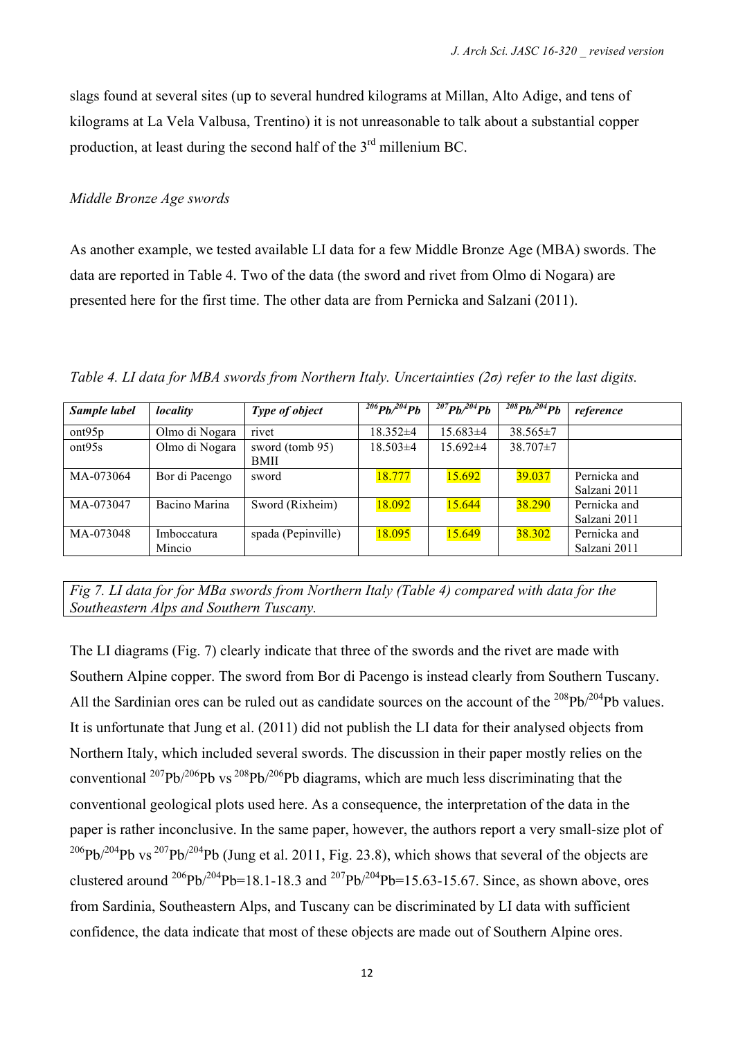slags found at several sites (up to several hundred kilograms at Millan, Alto Adige, and tens of kilograms at La Vela Valbusa, Trentino) it is not unreasonable to talk about a substantial copper production, at least during the second half of the 3rd millenium BC.

*Middle Bronze Age swords*

As another example, we tested available LI data for a few Middle Bronze Age (MBA) swords. The data are reported in Table 4. Two of the data (the sword and rivet from Olmo di Nogara) are presented here for the first time. The other data are from Pernicka and Salzani (2011).

*Table 4. LI data for MBA swords from Northern Italy. Uncertainties (2σ) refer to the last digits.*

| *Sample label* | *locality* | *Type of object* | $^{206}Pb/^{204}Pb$ | $^{207}Pb/^{204}Pb$ | $^{208}Pb/^{204}Pb$ | *reference* |
|---|---|---|---|---|---|---|
| ont95p | Olmo di Nogara | rivet | 18.352±4 | 15.683±4 | 38.565±7 | |
| ont95s | Olmo di Nogara | sword (tomb 95) BMII | 18.503±4 | 15.692±4 | 38.707±7 | |
| MA-073064 | Bor di Pacengo | sword | 18.777 | 15.692 | 39.037 | Pernicka and Salzani 2011 |
| MA-073047 | Bacino Marina | Sword (Rixheim) | 18.092 | 15.644 | 38.290 | Pernicka and Salzani 2011 |
| MA-073048 | Imboccatura Mincio | spada (Pepinville) | 18.095 | 15.649 | 38.302 | Pernicka and Salzani 2011 |

*Fig 7. LI data for for MBa swords from Northern Italy (Table 4) compared with data for the Southeastern Alps and Southern Tuscany.*

The LI diagrams (Fig. 7) clearly indicate that three of the swords and the rivet are made with Southern Alpine copper. The sword from Bor di Pacengo is instead clearly from Southern Tuscany. All the Sardinian ores can be ruled out as candidate sources on the account of the $^{208}Pb/^{204}Pb$ values. It is unfortunate that Jung et al. (2011) did not publish the LI data for their analysed objects from Northern Italy, which included several swords. The discussion in their paper mostly relies on the conventional $^{207}Pb/^{206}Pb$ vs $^{208}Pb/^{206}Pb$ diagrams, which are much less discriminating that the conventional geological plots used here. As a consequence, the interpretation of the data in the paper is rather inconclusive. In the same paper, however, the authors report a very small-size plot of $^{206}Pb/^{204}Pb$ vs $^{207}Pb/^{204}Pb$ (Jung et al. 2011, Fig. 23.8), which shows that several of the objects are clustered around $^{206}Pb/^{204}Pb$=18.1-18.3 and $^{207}Pb/^{204}Pb$=15.63-15.67. Since, as shown above, ores from Sardinia, Southeastern Alps, and Tuscany can be discriminated by LI data with sufficient confidence, the data indicate that most of these objects are made out of Southern Alpine ores.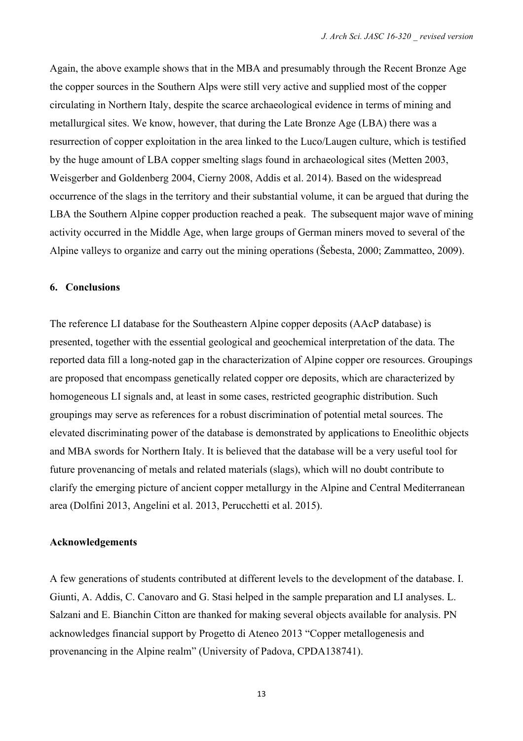Again, the above example shows that in the MBA and presumably through the Recent Bronze Age the copper sources in the Southern Alps were still very active and supplied most of the copper circulating in Northern Italy, despite the scarce archaeological evidence in terms of mining and metallurgical sites. We know, however, that during the Late Bronze Age (LBA) there was a resurrection of copper exploitation in the area linked to the Luco/Laugen culture, which is testified by the huge amount of LBA copper smelting slags found in archaeological sites (Metten 2003, Weisgerber and Goldenberg 2004, Cierny 2008, Addis et al. 2014). Based on the widespread occurrence of the slags in the territory and their substantial volume, it can be argued that during the LBA the Southern Alpine copper production reached a peak. The subsequent major wave of mining activity occurred in the Middle Age, when large groups of German miners moved to several of the Alpine valleys to organize and carry out the mining operations (Šebesta, 2000; Zammatteo, 2009).

## 6. Conclusions

The reference LI database for the Southeastern Alpine copper deposits (AAcP database) is presented, together with the essential geological and geochemical interpretation of the data. The reported data fill a long-noted gap in the characterization of Alpine copper ore resources. Groupings are proposed that encompass genetically related copper ore deposits, which are characterized by homogeneous LI signals and, at least in some cases, restricted geographic distribution. Such groupings may serve as references for a robust discrimination of potential metal sources. The elevated discriminating power of the database is demonstrated by applications to Eneolithic objects and MBA swords for Northern Italy. It is believed that the database will be a very useful tool for future provenancing of metals and related materials (slags), which will no doubt contribute to clarify the emerging picture of ancient copper metallurgy in the Alpine and Central Mediterranean area (Dolfini 2013, Angelini et al. 2013, Perucchetti et al. 2015).

## Acknowledgements

A few generations of students contributed at different levels to the development of the database. I. Giunti, A. Addis, C. Canovaro and G. Stasi helped in the sample preparation and LI analyses. L. Salzani and E. Bianchin Citton are thanked for making several objects available for analysis. PN acknowledges financial support by Progetto di Ateneo 2013 "Copper metallogenesis and provenancing in the Alpine realm" (University of Padova, CPDA138741).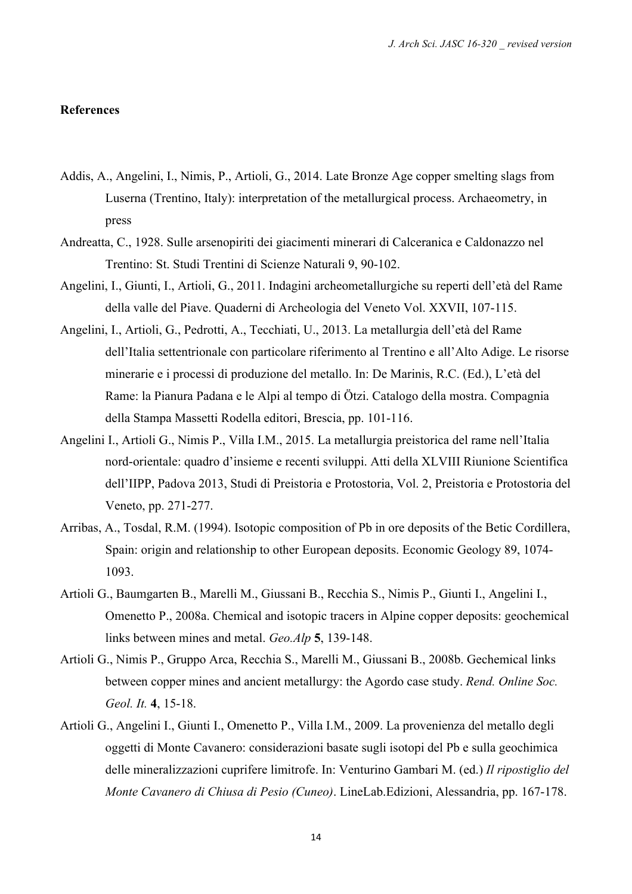**References**

Addis, A., Angelini, I., Nimis, P., Artioli, G., 2014. Late Bronze Age copper smelting slags from Luserna (Trentino, Italy): interpretation of the metallurgical process. Archaeometry, in press

Andreatta, C., 1928. Sulle arsenopiriti dei giacimenti minerari di Calceranica e Caldonazzo nel Trentino: St. Studi Trentini di Scienze Naturali 9, 90-102.

Angelini, I., Giunti, I., Artioli, G., 2011. Indagini archeometallurgiche su reperti dell'età del Rame della valle del Piave. Quaderni di Archeologia del Veneto Vol. XXVII, 107-115.

Angelini, I., Artioli, G., Pedrotti, A., Tecchiati, U., 2013. La metallurgia dell'età del Rame dell'Italia settentrionale con particolare riferimento al Trentino e all'Alto Adige. Le risorse minerarie e i processi di produzione del metallo. In: De Marinis, R.C. (Ed.), L'età del Rame: la Pianura Padana e le Alpi al tempo di Ötzi. Catalogo della mostra. Compagnia della Stampa Massetti Rodella editori, Brescia, pp. 101-116.

Angelini I., Artioli G., Nimis P., Villa I.M., 2015. La metallurgia preistorica del rame nell'Italia nord-orientale: quadro d'insieme e recenti sviluppi. Atti della XLVIII Riunione Scientifica dell'IIPP, Padova 2013, Studi di Preistoria e Protostoria, Vol. 2, Preistoria e Protostoria del Veneto, pp. 271-277.

Arribas, A., Tosdal, R.M. (1994). Isotopic composition of Pb in ore deposits of the Betic Cordillera, Spain: origin and relationship to other European deposits. Economic Geology 89, 1074-1093.

Artioli G., Baumgarten B., Marelli M., Giussani B., Recchia S., Nimis P., Giunti I., Angelini I., Omenetto P., 2008a. Chemical and isotopic tracers in Alpine copper deposits: geochemical links between mines and metal. *Geo.Alp* **5**, 139-148.

Artioli G., Nimis P., Gruppo Arca, Recchia S., Marelli M., Giussani B., 2008b. Gechemical links between copper mines and ancient metallurgy: the Agordo case study. *Rend. Online Soc. Geol. It.* **4**, 15-18.

Artioli G., Angelini I., Giunti I., Omenetto P., Villa I.M., 2009. La provenienza del metallo degli oggetti di Monte Cavanero: considerazioni basate sugli isotopi del Pb e sulla geochimica delle mineralizzazioni cuprifere limitrofe. In: Venturino Gambari M. (ed.) *Il ripostiglio del Monte Cavanero di Chiusa di Pesio (Cuneo)*. LineLab.Edizioni, Alessandria, pp. 167-178.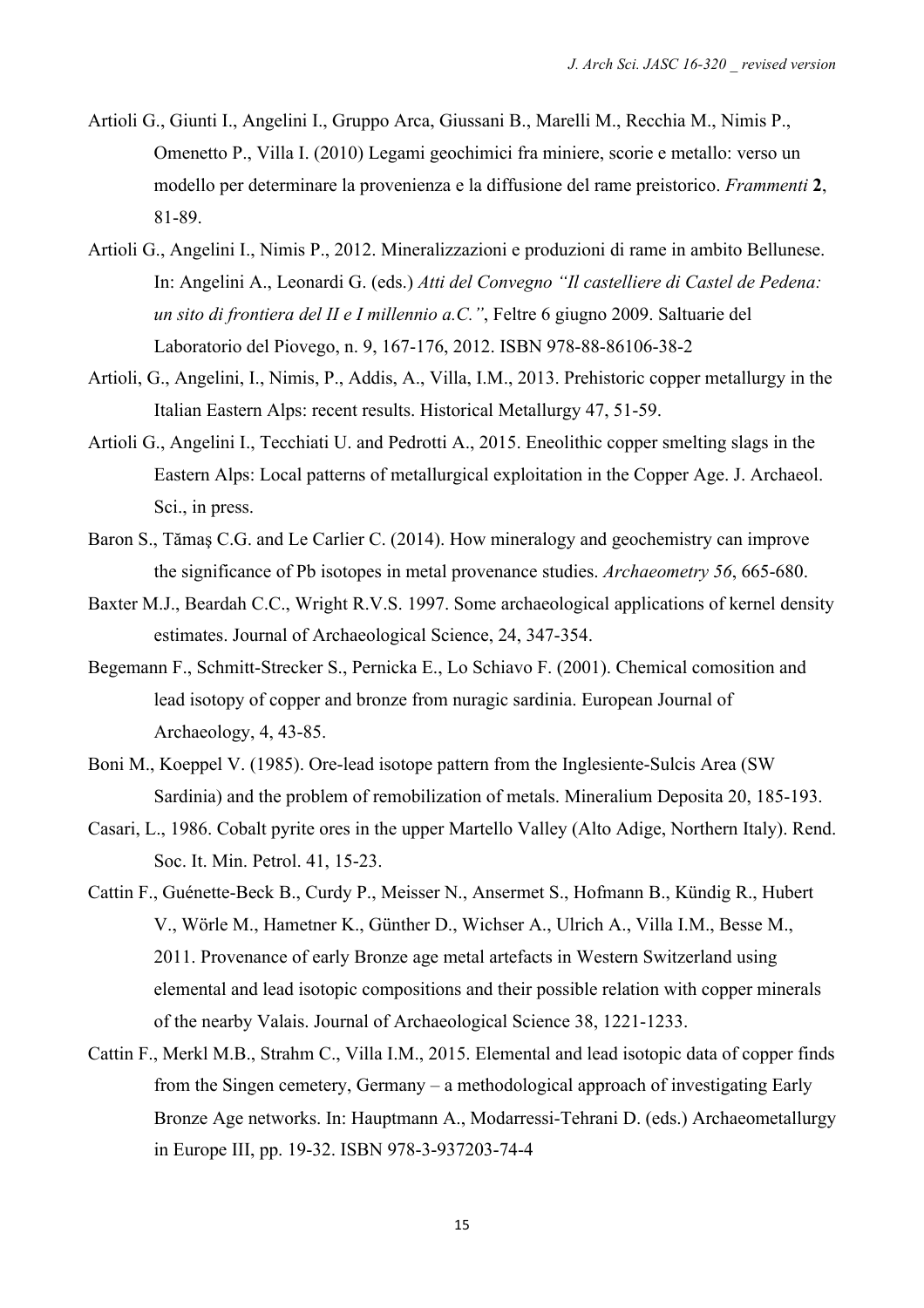Artioli G., Giunti I., Angelini I., Gruppo Arca, Giussani B., Marelli M., Recchia M., Nimis P., Omenetto P., Villa I. (2010) Legami geochimici fra miniere, scorie e metallo: verso un modello per determinare la provenienza e la diffusione del rame preistorico. *Frammenti* **2**, 81-89.

Artioli G., Angelini I., Nimis P., 2012. Mineralizzazioni e produzioni di rame in ambito Bellunese. In: Angelini A., Leonardi G. (eds.) *Atti del Convegno "Il castelliere di Castel de Pedena: un sito di frontiera del II e I millennio a.C."*, Feltre 6 giugno 2009. Saltuarie del Laboratorio del Piovego, n. 9, 167-176, 2012. ISBN 978-88-86106-38-2

Artioli, G., Angelini, I., Nimis, P., Addis, A., Villa, I.M., 2013. Prehistoric copper metallurgy in the Italian Eastern Alps: recent results. Historical Metallurgy 47, 51-59.

Artioli G., Angelini I., Tecchiati U. and Pedrotti A., 2015. Eneolithic copper smelting slags in the Eastern Alps: Local patterns of metallurgical exploitation in the Copper Age. J. Archaeol. Sci., in press.

Baron S., Tămaş C.G. and Le Carlier C. (2014). How mineralogy and geochemistry can improve the significance of Pb isotopes in metal provenance studies. *Archaeometry 56*, 665-680.

Baxter M.J., Beardah C.C., Wright R.V.S. 1997. Some archaeological applications of kernel density estimates. Journal of Archaeological Science, 24, 347-354.

Begemann F., Schmitt-Strecker S., Pernicka E., Lo Schiavo F. (2001). Chemical comosition and lead isotopy of copper and bronze from nuragic sardinia. European Journal of Archaeology, 4, 43-85.

Boni M., Koeppel V. (1985). Ore-lead isotope pattern from the Inglesiente-Sulcis Area (SW Sardinia) and the problem of remobilization of metals. Mineralium Deposita 20, 185-193.

Casari, L., 1986. Cobalt pyrite ores in the upper Martello Valley (Alto Adige, Northern Italy). Rend. Soc. It. Min. Petrol. 41, 15-23.

Cattin F., Guénette-Beck B., Curdy P., Meisser N., Ansermet S., Hofmann B., Kündig R., Hubert V., Wörle M., Hametner K., Günther D., Wichser A., Ulrich A., Villa I.M., Besse M., 2011. Provenance of early Bronze age metal artefacts in Western Switzerland using elemental and lead isotopic compositions and their possible relation with copper minerals of the nearby Valais. Journal of Archaeological Science 38, 1221-1233.

Cattin F., Merkl M.B., Strahm C., Villa I.M., 2015. Elemental and lead isotopic data of copper finds from the Singen cemetery, Germany – a methodological approach of investigating Early Bronze Age networks. In: Hauptmann A., Modarressi-Tehrani D. (eds.) Archaeometallurgy in Europe III, pp. 19-32. ISBN 978-3-937203-74-4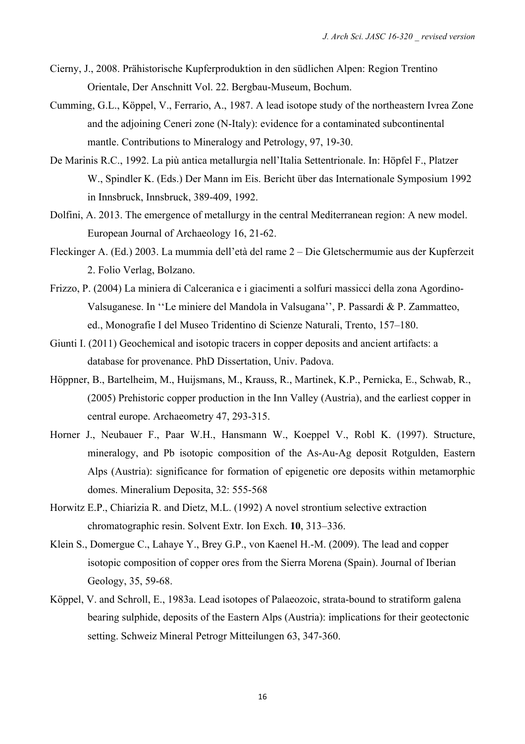Cierny, J., 2008. Prähistorische Kupferproduktion in den südlichen Alpen: Region Trentino Orientale, Der Anschnitt Vol. 22. Bergbau-Museum, Bochum.

Cumming, G.L., Köppel, V., Ferrario, A., 1987. A lead isotope study of the northeastern Ivrea Zone and the adjoining Ceneri zone (N-Italy): evidence for a contaminated subcontinental mantle. Contributions to Mineralogy and Petrology, 97, 19-30.

De Marinis R.C., 1992. La più antica metallurgia nell'Italia Settentrionale. In: Höpfel F., Platzer W., Spindler K. (Eds.) Der Mann im Eis. Bericht über das Internationale Symposium 1992 in Innsbruck, Innsbruck, 389-409, 1992.

Dolfini, A. 2013. The emergence of metallurgy in the central Mediterranean region: A new model. European Journal of Archaeology 16, 21-62.

Fleckinger A. (Ed.) 2003. La mummia dell'età del rame 2 – Die Gletschermumie aus der Kupferzeit 2. Folio Verlag, Bolzano.

Frizzo, P. (2004) La miniera di Calceranica e i giacimenti a solfuri massicci della zona Agordino-Valsuganese. In ''Le miniere del Mandola in Valsugana'', P. Passardi & P. Zammatteo, ed., Monografie I del Museo Tridentino di Scienze Naturali, Trento, 157–180.

Giunti I. (2011) Geochemical and isotopic tracers in copper deposits and ancient artifacts: a database for provenance. PhD Dissertation, Univ. Padova.

Höppner, B., Bartelheim, M., Huijsmans, M., Krauss, R., Martinek, K.P., Pernicka, E., Schwab, R., (2005) Prehistoric copper production in the Inn Valley (Austria), and the earliest copper in central europe. Archaeometry 47, 293-315.

Horner J., Neubauer F., Paar W.H., Hansmann W., Koeppel V., Robl K. (1997). Structure, mineralogy, and Pb isotopic composition of the As-Au-Ag deposit Rotgulden, Eastern Alps (Austria): significance for formation of epigenetic ore deposits within metamorphic domes. Mineralium Deposita, 32: 555-568

Horwitz E.P., Chiarizia R. and Dietz, M.L. (1992) A novel strontium selective extraction chromatographic resin. Solvent Extr. Ion Exch. **10**, 313–336.

Klein S., Domergue C., Lahaye Y., Brey G.P., von Kaenel H.-M. (2009). The lead and copper isotopic composition of copper ores from the Sierra Morena (Spain). Journal of Iberian Geology, 35, 59-68.

Köppel, V. and Schroll, E., 1983a. Lead isotopes of Palaeozoic, strata-bound to stratiform galena bearing sulphide, deposits of the Eastern Alps (Austria): implications for their geotectonic setting. Schweiz Mineral Petrogr Mitteilungen 63, 347-360.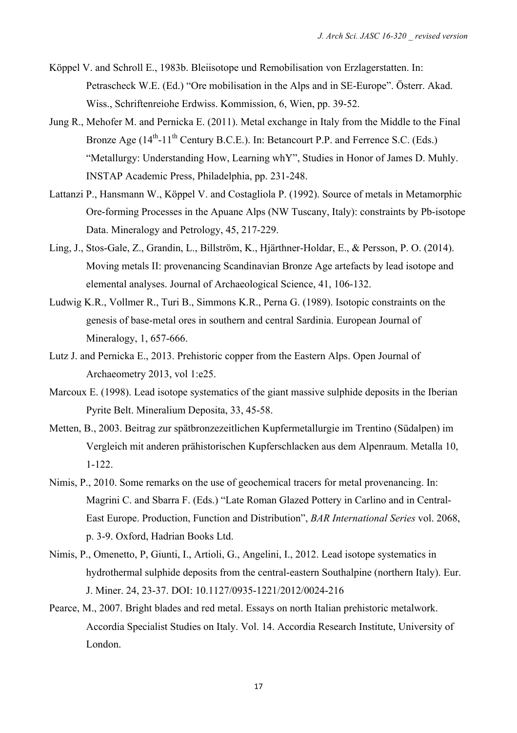Köppel V. and Schroll E., 1983b. Bleiisotope und Remobilisation von Erzlagerstatten. In: Petrascheck W.E. (Ed.) "Ore mobilisation in the Alps and in SE-Europe". Österr. Akad. Wiss., Schriftenreiohe Erdwiss. Kommission, 6, Wien, pp. 39-52.

Jung R., Mehofer M. and Pernicka E. (2011). Metal exchange in Italy from the Middle to the Final Bronze Age (14th-11th Century B.C.E.). In: Betancourt P.P. and Ferrence S.C. (Eds.) "Metallurgy: Understanding How, Learning whY", Studies in Honor of James D. Muhly. INSTAP Academic Press, Philadelphia, pp. 231-248.

Lattanzi P., Hansmann W., Köppel V. and Costagliola P. (1992). Source of metals in Metamorphic Ore-forming Processes in the Apuane Alps (NW Tuscany, Italy): constraints by Pb-isotope Data. Mineralogy and Petrology, 45, 217-229.

Ling, J., Stos-Gale, Z., Grandin, L., Billström, K., Hjärthner-Holdar, E., & Persson, P. O. (2014). Moving metals II: provenancing Scandinavian Bronze Age artefacts by lead isotope and elemental analyses. Journal of Archaeological Science, 41, 106-132.

Ludwig K.R., Vollmer R., Turi B., Simmons K.R., Perna G. (1989). Isotopic constraints on the genesis of base-metal ores in southern and central Sardinia. European Journal of Mineralogy, 1, 657-666.

Lutz J. and Pernicka E., 2013. Prehistoric copper from the Eastern Alps. Open Journal of Archaeometry 2013, vol 1:e25.

Marcoux E. (1998). Lead isotope systematics of the giant massive sulphide deposits in the Iberian Pyrite Belt. Mineralium Deposita, 33, 45-58.

Metten, B., 2003. Beitrag zur spätbronzezeitlichen Kupfermetallurgie im Trentino (Südalpen) im Vergleich mit anderen prähistorischen Kupferschlacken aus dem Alpenraum. Metalla 10, 1-122.

Nimis, P., 2010. Some remarks on the use of geochemical tracers for metal provenancing. In: Magrini C. and Sbarra F. (Eds.) "Late Roman Glazed Pottery in Carlino and in Central-East Europe. Production, Function and Distribution", *BAR International Series* vol. 2068, p. 3-9. Oxford, Hadrian Books Ltd.

Nimis, P., Omenetto, P, Giunti, I., Artioli, G., Angelini, I., 2012. Lead isotope systematics in hydrothermal sulphide deposits from the central-eastern Southalpine (northern Italy). Eur. J. Miner. 24, 23-37. DOI: 10.1127/0935-1221/2012/0024-216

Pearce, M., 2007. Bright blades and red metal. Essays on north Italian prehistoric metalwork. Accordia Specialist Studies on Italy. Vol. 14. Accordia Research Institute, University of London.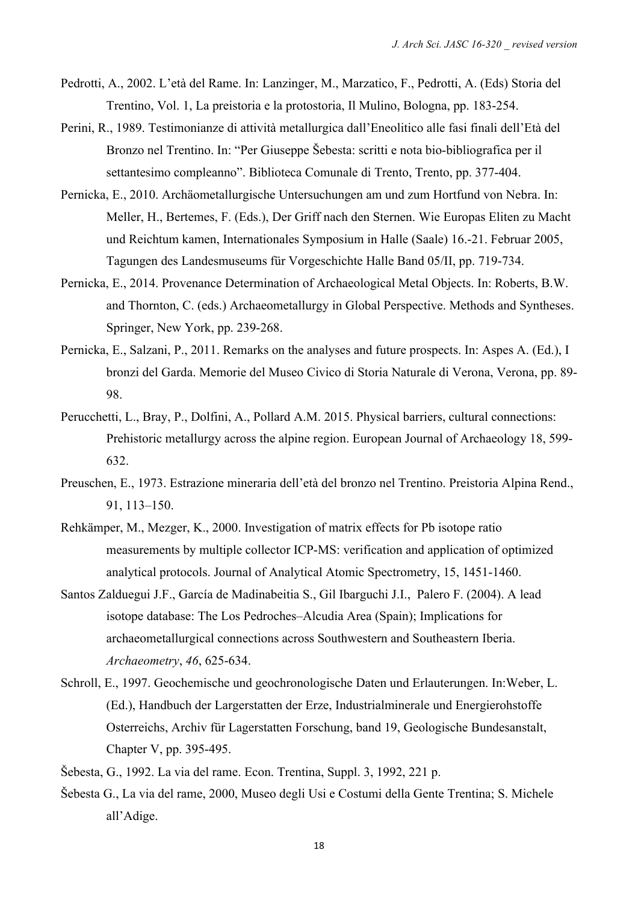Pedrotti, A., 2002. L'età del Rame. In: Lanzinger, M., Marzatico, F., Pedrotti, A. (Eds) Storia del Trentino, Vol. 1, La preistoria e la protostoria, Il Mulino, Bologna, pp. 183-254.

Perini, R., 1989. Testimonianze di attività metallurgica dall'Eneolitico alle fasi finali dell'Età del Bronzo nel Trentino. In: "Per Giuseppe Šebesta: scritti e nota bio-bibliografica per il settantesimo compleanno". Biblioteca Comunale di Trento, Trento, pp. 377-404.

Pernicka, E., 2010. Archäometallurgische Untersuchungen am und zum Hortfund von Nebra. In: Meller, H., Bertemes, F. (Eds.), Der Griff nach den Sternen. Wie Europas Eliten zu Macht und Reichtum kamen, Internationales Symposium in Halle (Saale) 16.-21. Februar 2005, Tagungen des Landesmuseums für Vorgeschichte Halle Band 05/II, pp. 719-734.

Pernicka, E., 2014. Provenance Determination of Archaeological Metal Objects. In: Roberts, B.W. and Thornton, C. (eds.) Archaeometallurgy in Global Perspective. Methods and Syntheses. Springer, New York, pp. 239-268.

Pernicka, E., Salzani, P., 2011. Remarks on the analyses and future prospects. In: Aspes A. (Ed.), I bronzi del Garda. Memorie del Museo Civico di Storia Naturale di Verona, Verona, pp. 89-98.

Perucchetti, L., Bray, P., Dolfini, A., Pollard A.M. 2015. Physical barriers, cultural connections: Prehistoric metallurgy across the alpine region. European Journal of Archaeology 18, 599-632.

Preuschen, E., 1973. Estrazione mineraria dell'età del bronzo nel Trentino. Preistoria Alpina Rend., 91, 113–150.

Rehkämper, M., Mezger, K., 2000. Investigation of matrix effects for Pb isotope ratio measurements by multiple collector ICP-MS: verification and application of optimized analytical protocols. Journal of Analytical Atomic Spectrometry, 15, 1451-1460.

Santos Zalduegui J.F., García de Madinabeitia S., Gil Ibarguchi J.I., Palero F. (2004). A lead isotope database: The Los Pedroches–Alcudia Area (Spain); Implications for archaeometallurgical connections across Southwestern and Southeastern Iberia. *Archaeometry*, *46*, 625-634.

Schroll, E., 1997. Geochemische und geochronologische Daten und Erlauterungen. In:Weber, L. (Ed.), Handbuch der Largerstatten der Erze, Industrialminerale und Energierohstoffe Osterreichs, Archiv für Lagerstatten Forschung, band 19, Geologische Bundesanstalt, Chapter V, pp. 395-495.

Šebesta, G., 1992. La via del rame. Econ. Trentina, Suppl. 3, 1992, 221 p.

Šebesta G., La via del rame, 2000, Museo degli Usi e Costumi della Gente Trentina; S. Michele all'Adige.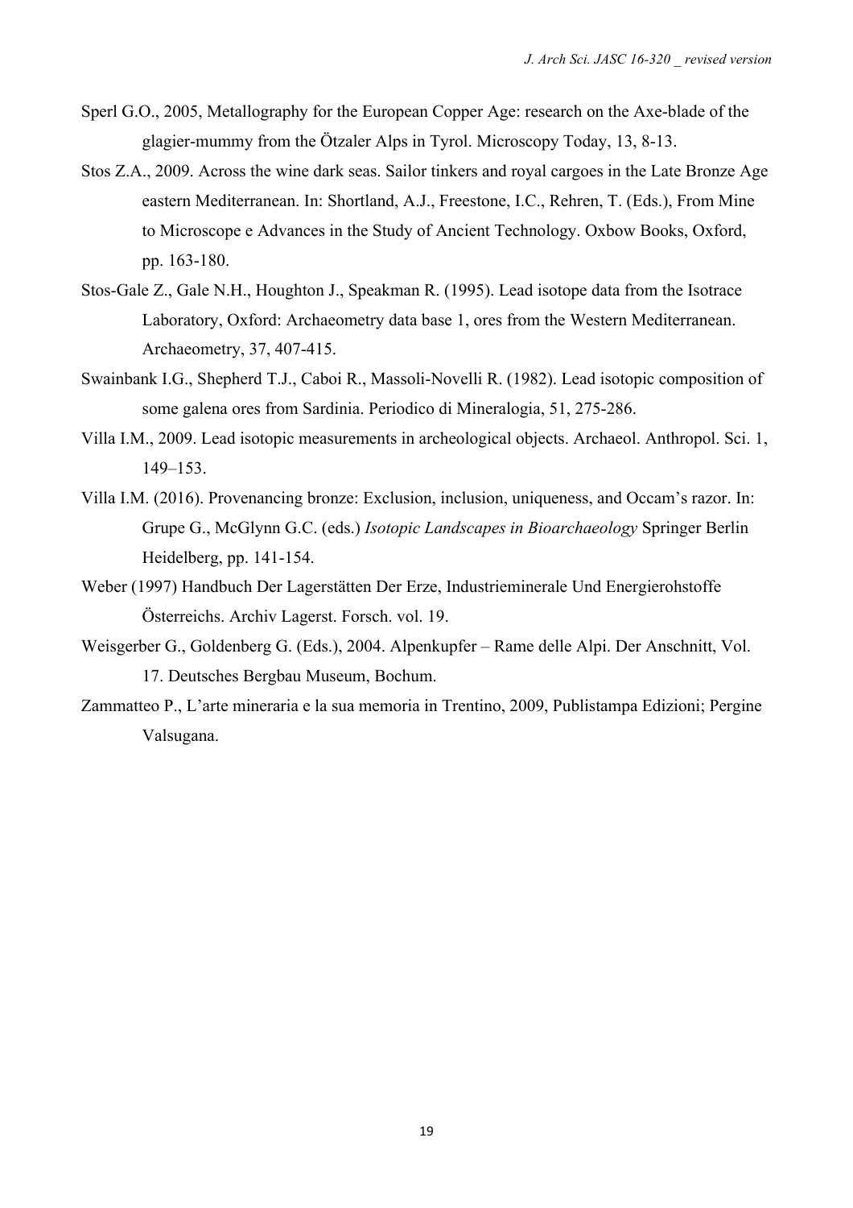Sperl G.O., 2005, Metallography for the European Copper Age: research on the Axe-blade of the glagier-mummy from the Ötzaler Alps in Tyrol. Microscopy Today, 13, 8-13.

Stos Z.A., 2009. Across the wine dark seas. Sailor tinkers and royal cargoes in the Late Bronze Age eastern Mediterranean. In: Shortland, A.J., Freestone, I.C., Rehren, T. (Eds.), From Mine to Microscope e Advances in the Study of Ancient Technology. Oxbow Books, Oxford, pp. 163-180.

Stos-Gale Z., Gale N.H., Houghton J., Speakman R. (1995). Lead isotope data from the Isotrace Laboratory, Oxford: Archaeometry data base 1, ores from the Western Mediterranean. Archaeometry, 37, 407-415.

Swainbank I.G., Shepherd T.J., Caboi R., Massoli-Novelli R. (1982). Lead isotopic composition of some galena ores from Sardinia. Periodico di Mineralogia, 51, 275-286.

Villa I.M., 2009. Lead isotopic measurements in archeological objects. Archaeol. Anthropol. Sci. 1, 149–153.

Villa I.M. (2016). Provenancing bronze: Exclusion, inclusion, uniqueness, and Occam's razor. In: Grupe G., McGlynn G.C. (eds.) *Isotopic Landscapes in Bioarchaeology* Springer Berlin Heidelberg, pp. 141-154.

Weber (1997) Handbuch Der Lagerstätten Der Erze, Industrieminerale Und Energierohstoffe Österreichs. Archiv Lagerst. Forsch. vol. 19.

Weisgerber G., Goldenberg G. (Eds.), 2004. Alpenkupfer – Rame delle Alpi. Der Anschnitt, Vol. 17. Deutsches Bergbau Museum, Bochum.

Zammatteo P., L'arte mineraria e la sua memoria in Trentino, 2009, Publistampa Edizioni; Pergine Valsugana.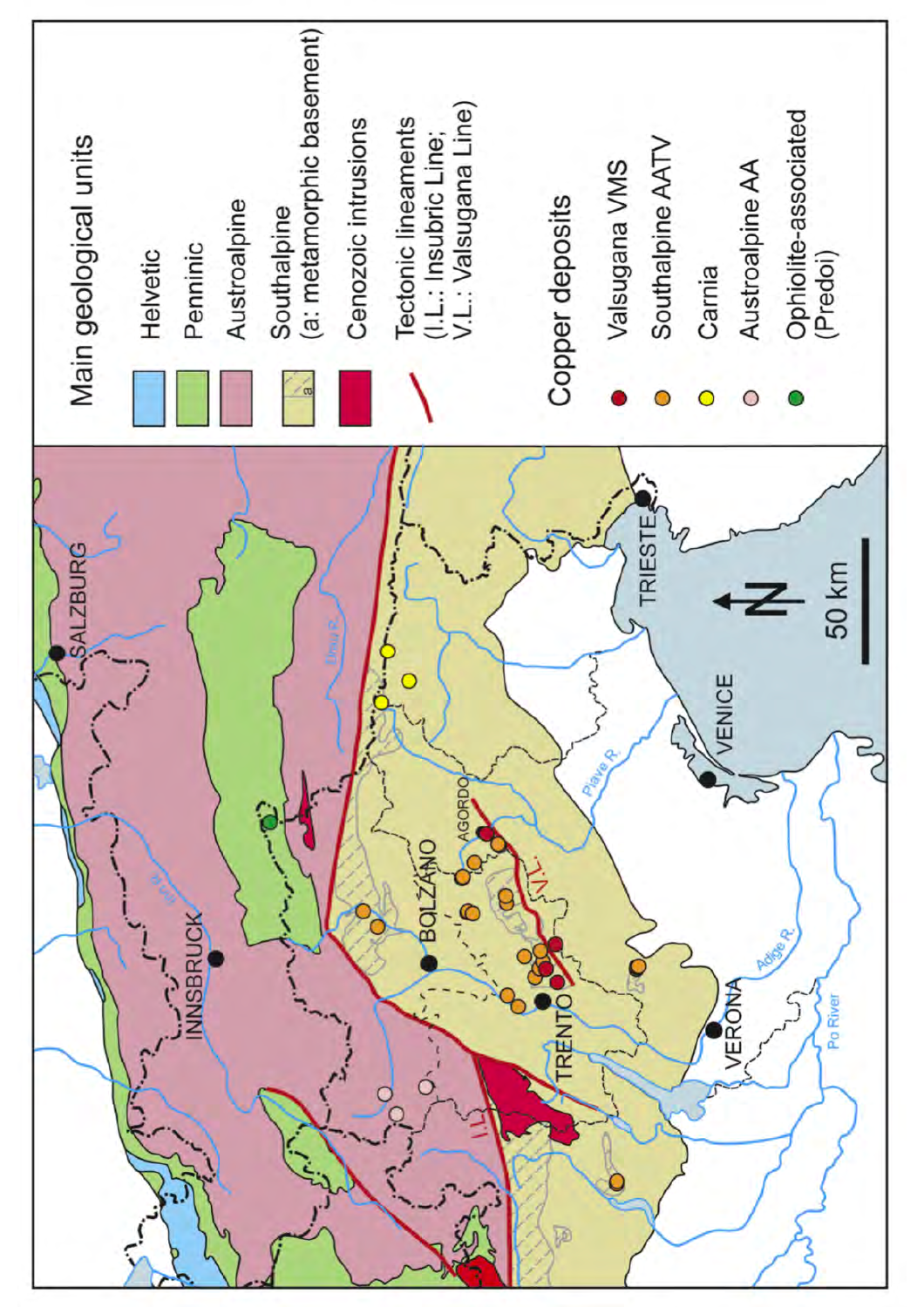**Main geological units**

- Helvetic
- Penninic
- Austroalpine
- Southalpine (a: metamorphic basement)
- Cenozoic intrusions
- Tectonic lineaments (I.L.: Insubric Line; V.L.: Valsugana Line)

**Copper deposits**

- Valsugana VMS
- Southalpine AATV
- Carnia
- Austroalpine AA
- Ophiolite-associated (Predoi)

SALZBURG, INNSBRUCK, BOLZANO, AGORDO, TRENTO, VERONA, VENICE, TRIESTE

Inn R., Drava R., Piave R., Adige R., Po River

I.L., V.L.

50 km

N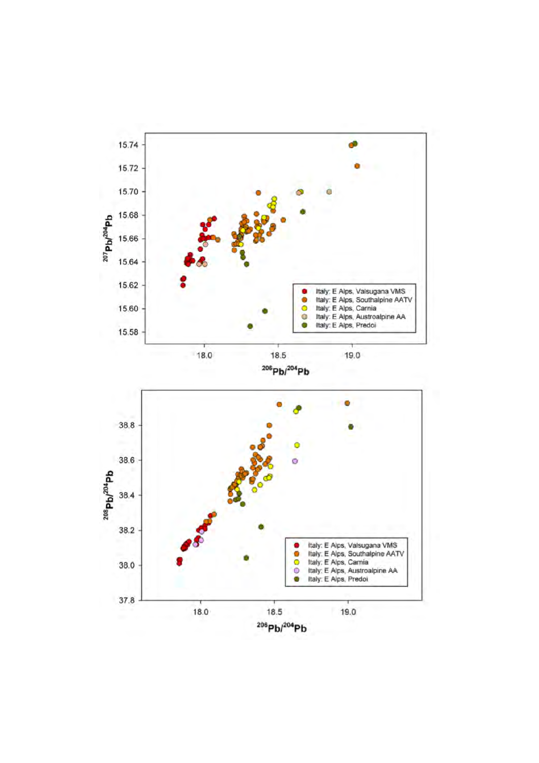$^{207}Pb/^{204}Pb$

$^{206}Pb/^{204}Pb$

- Italy: E Alps, Valsugana VMS
- Italy: E Alps, Southalpine AATV
- Italy: E Alps, Carnia
- Italy: E Alps, Austroalpine AA
- Italy: E Alps, Predoi

$^{208}Pb/^{204}Pb$

$^{206}Pb/^{204}Pb$

- Italy: E Alps, Valsugana VMS
- Italy: E Alps, Southalpine AATV
- Italy: E Alps, Carnia
- Italy: E Alps, Austroalpine AA
- Italy: E Alps, Predoi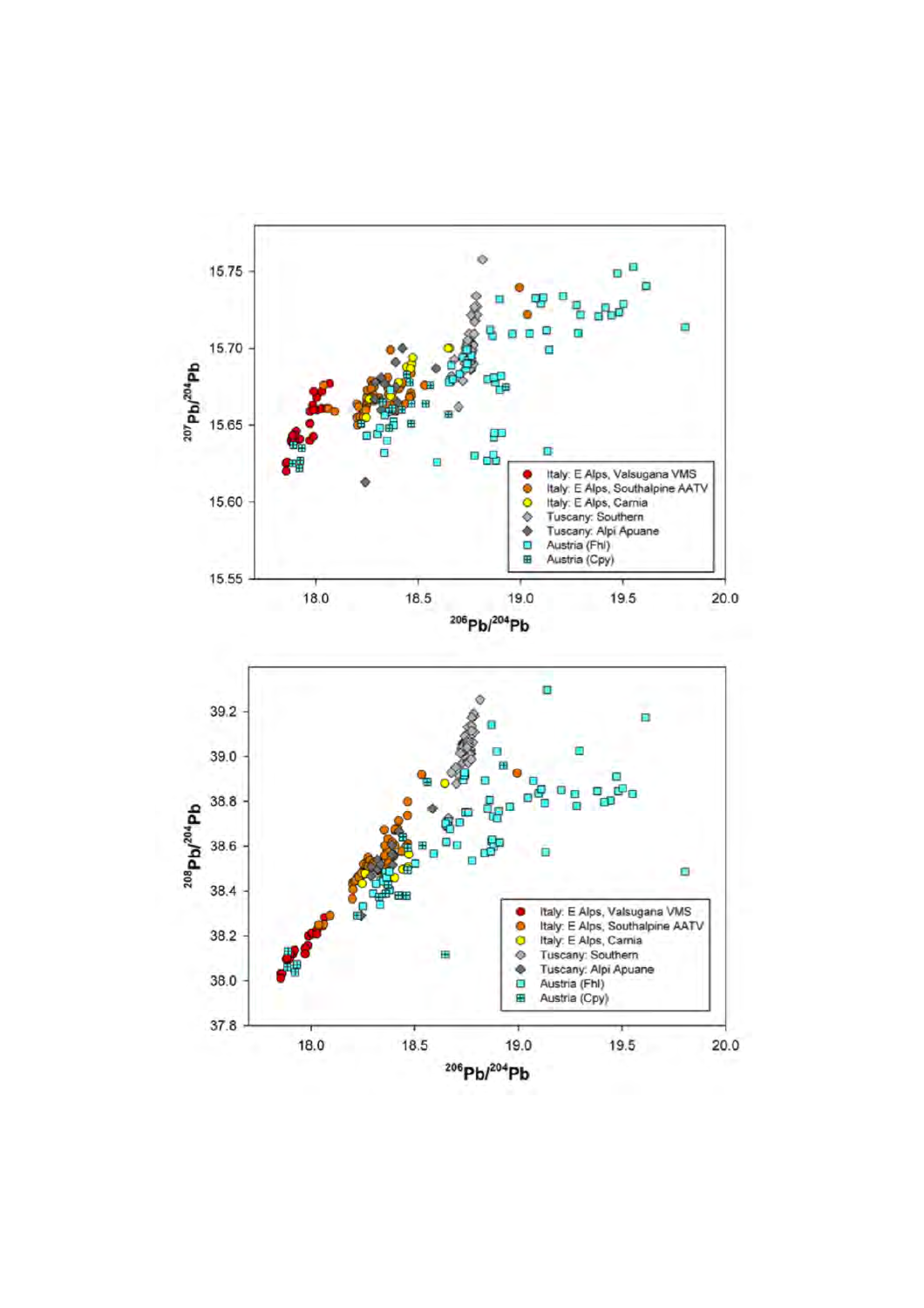$^{207}Pb/^{204}Pb$ vs. $^{206}Pb/^{204}Pb$

- Italy: E Alps, Valsugana VMS
- Italy: E Alps, Southalpine AATV
- Italy: E Alps, Carnia
- Tuscany: Southern
- Tuscany: Alpi Apuane
- Austria (Fhl)
- Austria (Cpy)

$^{208}Pb/^{204}Pb$ vs. $^{206}Pb/^{204}Pb$

- Italy: E Alps, Valsugana VMS
- Italy: E Alps, Southalpine AATV
- Italy: E Alps, Carnia
- Tuscany: Southern
- Tuscany: Alpi Apuane
- Austria (Fhl)
- Austria (Cpy)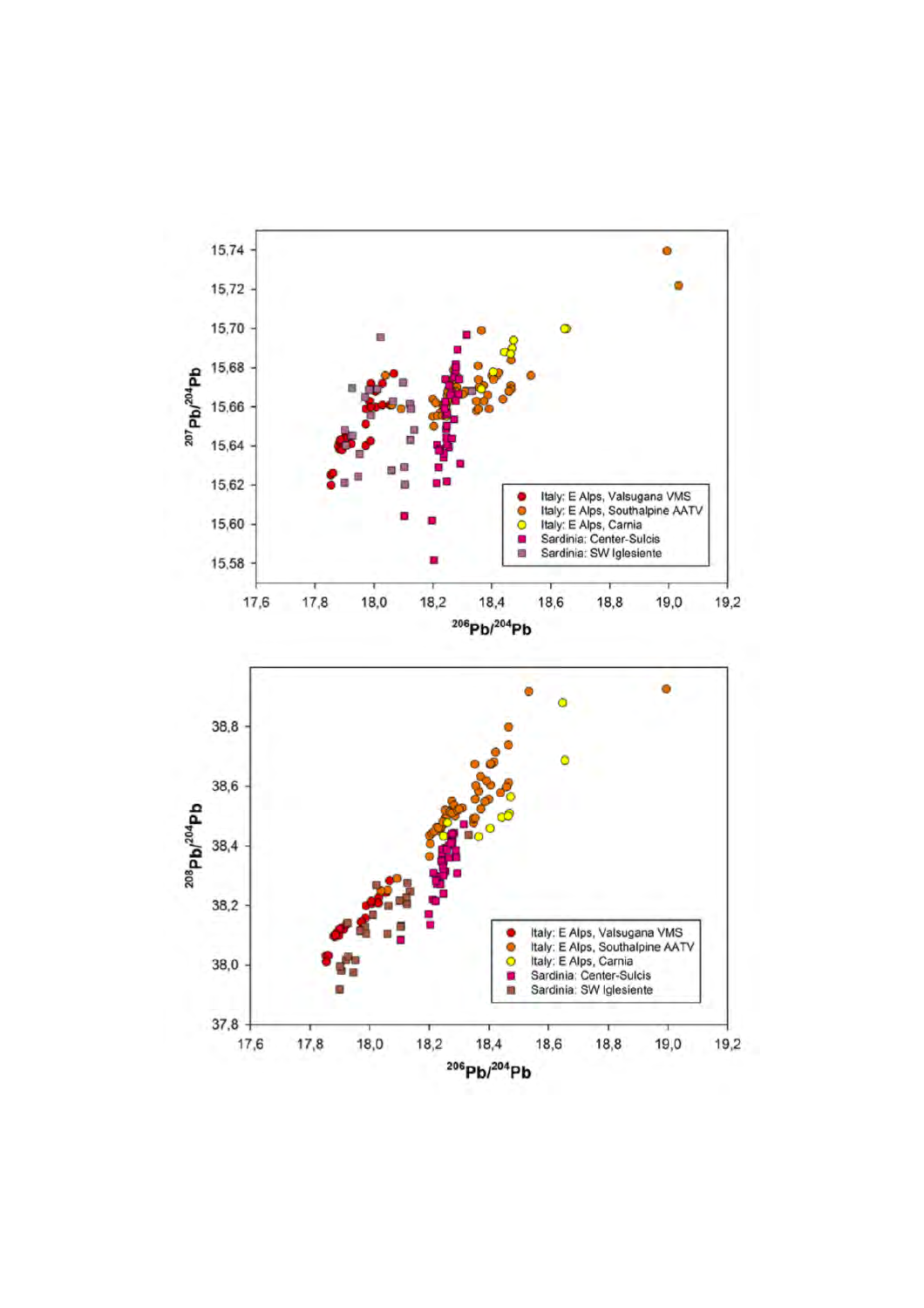$^{207}Pb/^{204}Pb$ vs. $^{206}Pb/^{204}Pb$

- Italy: E Alps, Valsugana VMS
- Italy: E Alps, Southalpine AATV
- Italy: E Alps, Carnia
- Sardinia: Center-Sulcis
- Sardinia: SW Iglesiente

$^{208}Pb/^{204}Pb$ vs. $^{206}Pb/^{204}Pb$

- Italy: E Alps, Valsugana VMS
- Italy: E Alps, Southalpine AATV
- Italy: E Alps, Carnia
- Sardinia: Center-Sulcis
- Sardinia: SW Iglesiente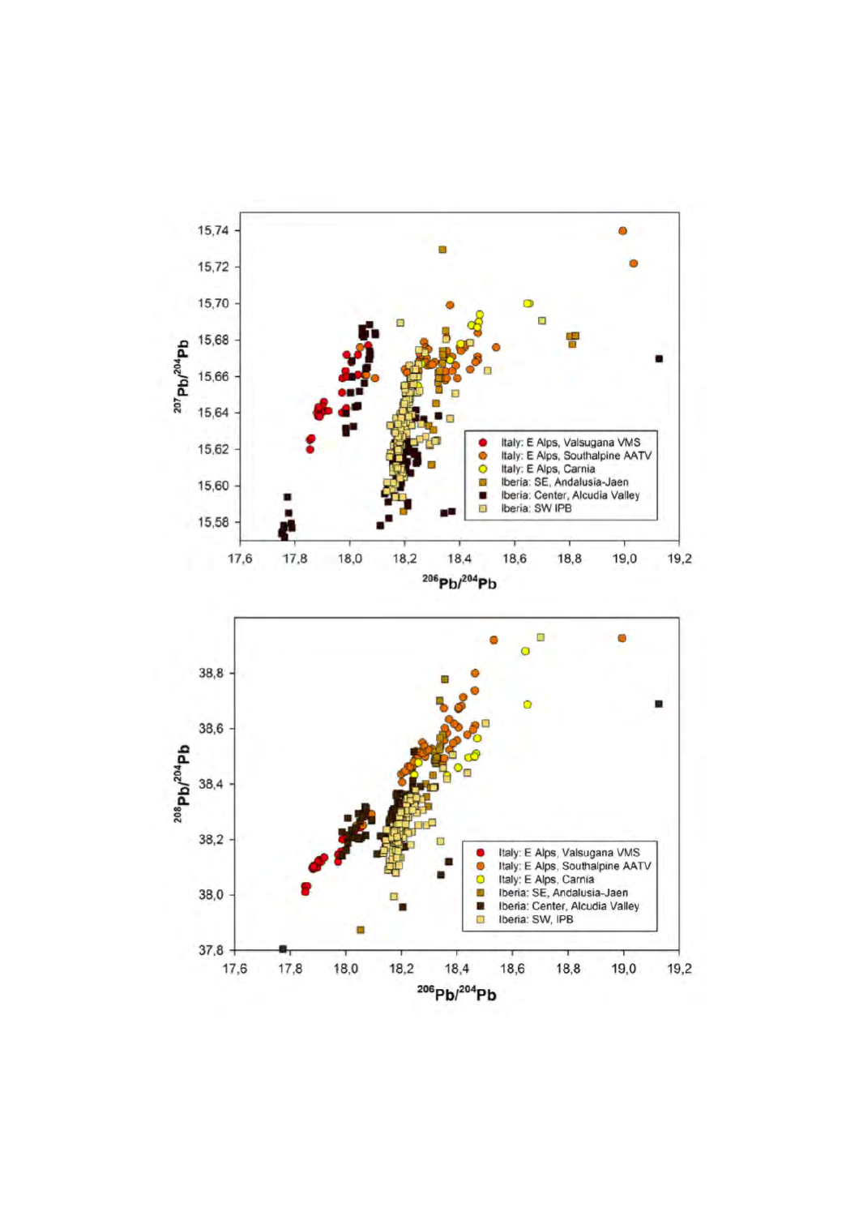$^{207}Pb/^{204}Pb$ vs. $^{206}Pb/^{204}Pb$

- Italy: E Alps, Valsugana VMS
- Italy: E Alps, Southalpine AATV
- Italy: E Alps, Carnia
- Iberia: SE, Andalusia-Jaen
- Iberia: Center, Alcudia Valley
- Iberia: SW IPB

$^{208}Pb/^{204}Pb$ vs. $^{206}Pb/^{204}Pb$

- Italy: E Alps, Valsugana VMS
- Italy: E Alps, Southalpine AATV
- Italy: E Alps, Carnia
- Iberia: SE, Andalusia-Jaen
- Iberia: Center, Alcudia Valley
- Iberia: SW, IPB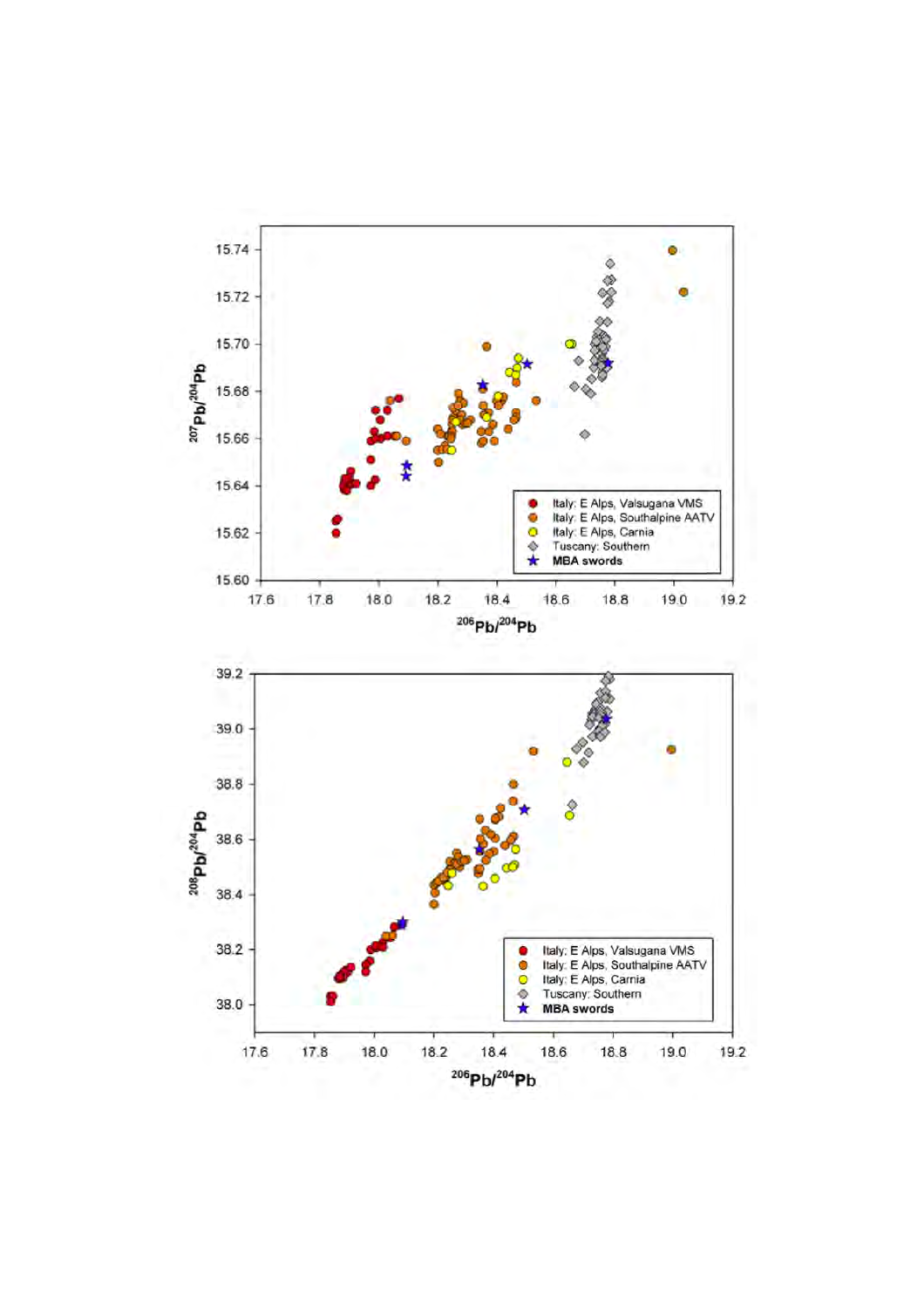15.74
15.72
15.70
15.68
15.66
15.64
15.62
15.60

$^{207}Pb/^{204}Pb$

17.6
17.8
18.0
18.2
18.4
18.6
18.8
19.0
19.2

$^{206}Pb/^{204}Pb$

Italy: E Alps, Valsugana VMS
Italy: E Alps, Southalpine AATV
Italy: E Alps, Carnia
Tuscany: Southern
**MBA swords**

39.2
39.0
38.8
38.6
38.4
38.2
38.0

$^{208}Pb/^{204}Pb$

17.6
17.8
18.0
18.2
18.4
18.6
18.8
19.0
19.2

$^{206}Pb/^{204}Pb$

Italy: E Alps, Valsugana VMS
Italy: E Alps, Southalpine AATV
Italy: E Alps, Carnia
Tuscany: Southern
**MBA swords**